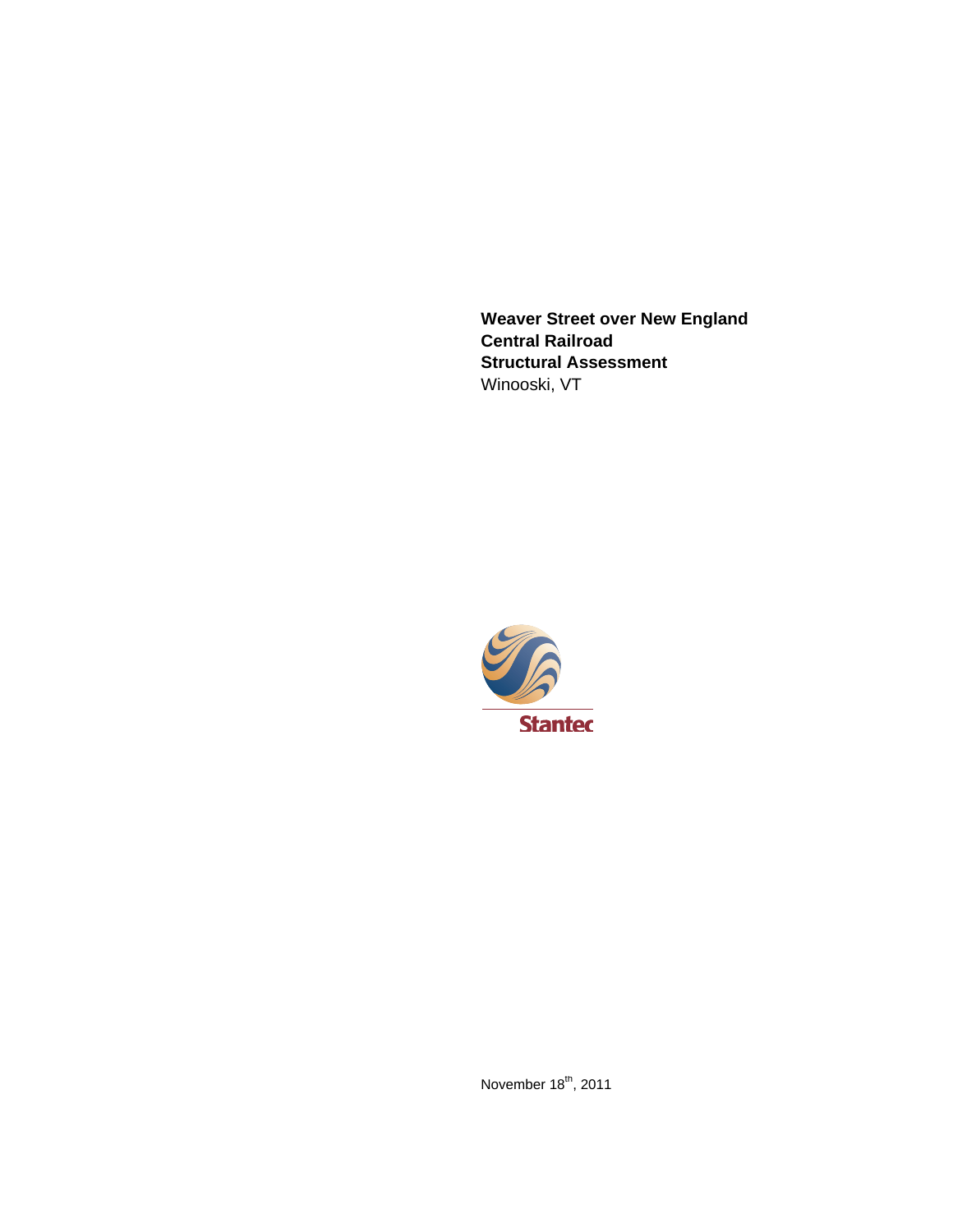**Weaver Street over New England Central Railroad Structural Assessment**
Winooski, VT

Stantec

November 18th, 2011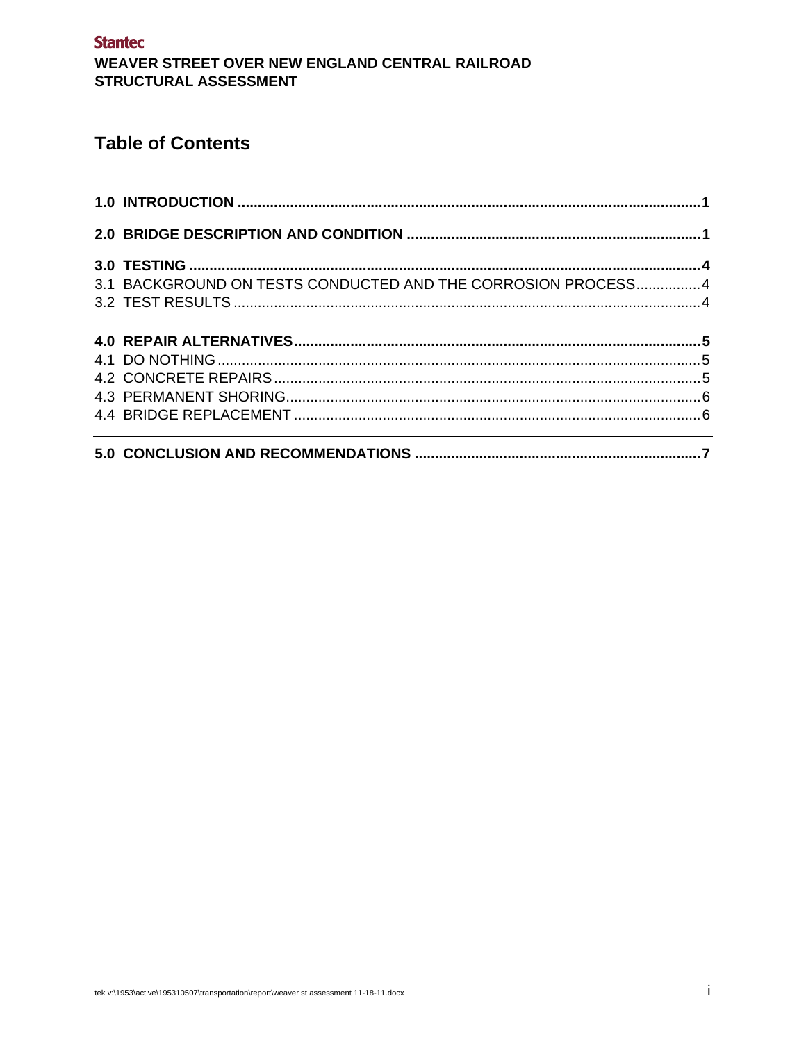# Table of Contents

**1.0 INTRODUCTION** .......... **1**

**2.0 BRIDGE DESCRIPTION AND CONDITION** .......... **1**

**3.0 TESTING** .......... **4**

3.1 BACKGROUND ON TESTS CONDUCTED AND THE CORROSION PROCESS .......... 4

3.2 TEST RESULTS .......... 4

**4.0 REPAIR ALTERNATIVES** .......... **5**

4.1 DO NOTHING .......... 5

4.2 CONCRETE REPAIRS .......... 5

4.3 PERMANENT SHORING .......... 6

4.4 BRIDGE REPLACEMENT .......... 6

**5.0 CONCLUSION AND RECOMMENDATIONS** .......... **7**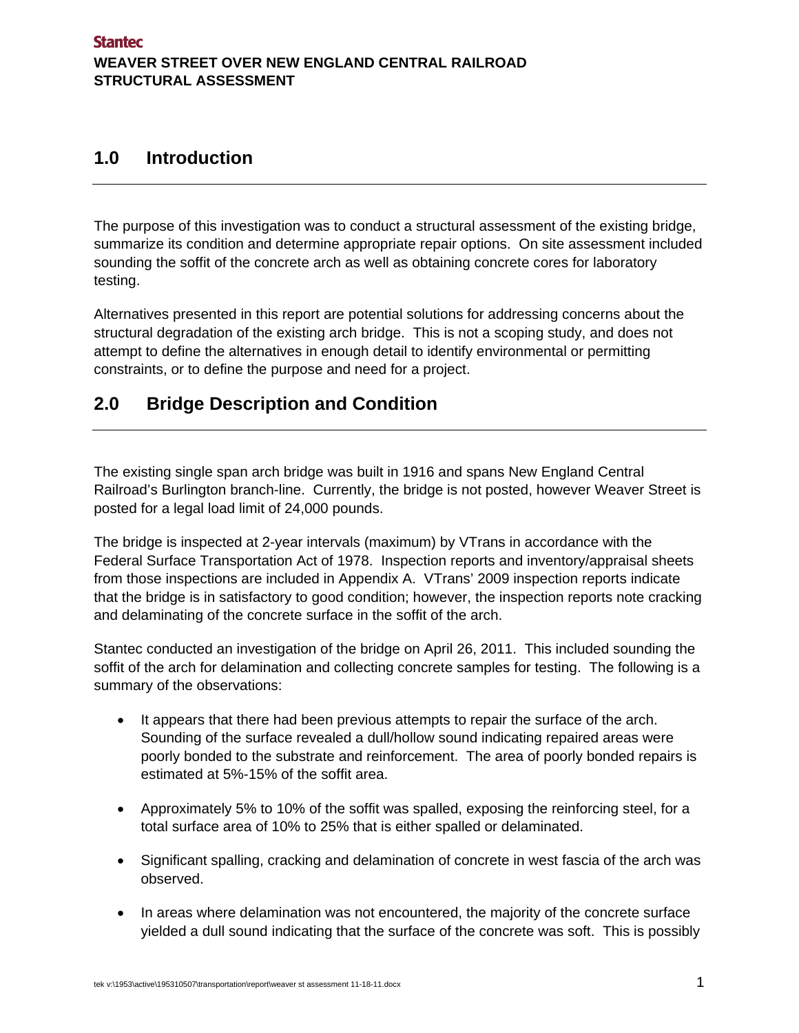## 1.0 Introduction

The purpose of this investigation was to conduct a structural assessment of the existing bridge, summarize its condition and determine appropriate repair options. On site assessment included sounding the soffit of the concrete arch as well as obtaining concrete cores for laboratory testing.

Alternatives presented in this report are potential solutions for addressing concerns about the structural degradation of the existing arch bridge. This is not a scoping study, and does not attempt to define the alternatives in enough detail to identify environmental or permitting constraints, or to define the purpose and need for a project.

## 2.0 Bridge Description and Condition

The existing single span arch bridge was built in 1916 and spans New England Central Railroad's Burlington branch-line. Currently, the bridge is not posted, however Weaver Street is posted for a legal load limit of 24,000 pounds.

The bridge is inspected at 2-year intervals (maximum) by VTrans in accordance with the Federal Surface Transportation Act of 1978. Inspection reports and inventory/appraisal sheets from those inspections are included in Appendix A. VTrans' 2009 inspection reports indicate that the bridge is in satisfactory to good condition; however, the inspection reports note cracking and delaminating of the concrete surface in the soffit of the arch.

Stantec conducted an investigation of the bridge on April 26, 2011. This included sounding the soffit of the arch for delamination and collecting concrete samples for testing. The following is a summary of the observations:

- It appears that there had been previous attempts to repair the surface of the arch. Sounding of the surface revealed a dull/hollow sound indicating repaired areas were poorly bonded to the substrate and reinforcement. The area of poorly bonded repairs is estimated at 5%-15% of the soffit area.
- Approximately 5% to 10% of the soffit was spalled, exposing the reinforcing steel, for a total surface area of 10% to 25% that is either spalled or delaminated.
- Significant spalling, cracking and delamination of concrete in west fascia of the arch was observed.
- In areas where delamination was not encountered, the majority of the concrete surface yielded a dull sound indicating that the surface of the concrete was soft. This is possibly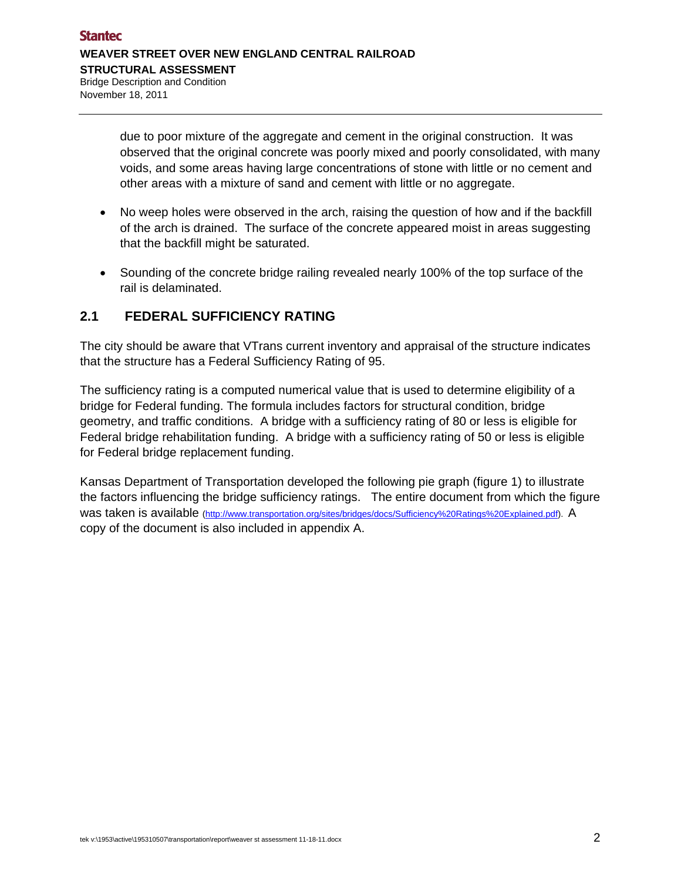due to poor mixture of the aggregate and cement in the original construction. It was observed that the original concrete was poorly mixed and poorly consolidated, with many voids, and some areas having large concentrations of stone with little or no cement and other areas with a mixture of sand and cement with little or no aggregate.

- No weep holes were observed in the arch, raising the question of how and if the backfill of the arch is drained. The surface of the concrete appeared moist in areas suggesting that the backfill might be saturated.

- Sounding of the concrete bridge railing revealed nearly 100% of the top surface of the rail is delaminated.

## 2.1 FEDERAL SUFFICIENCY RATING

The city should be aware that VTrans current inventory and appraisal of the structure indicates that the structure has a Federal Sufficiency Rating of 95.

The sufficiency rating is a computed numerical value that is used to determine eligibility of a bridge for Federal funding. The formula includes factors for structural condition, bridge geometry, and traffic conditions. A bridge with a sufficiency rating of 80 or less is eligible for Federal bridge rehabilitation funding. A bridge with a sufficiency rating of 50 or less is eligible for Federal bridge replacement funding.

Kansas Department of Transportation developed the following pie graph (figure 1) to illustrate the factors influencing the bridge sufficiency ratings. The entire document from which the figure was taken is available (http://www.transportation.org/sites/bridges/docs/Sufficiency%20Ratings%20Explained.pdf). A copy of the document is also included in appendix A.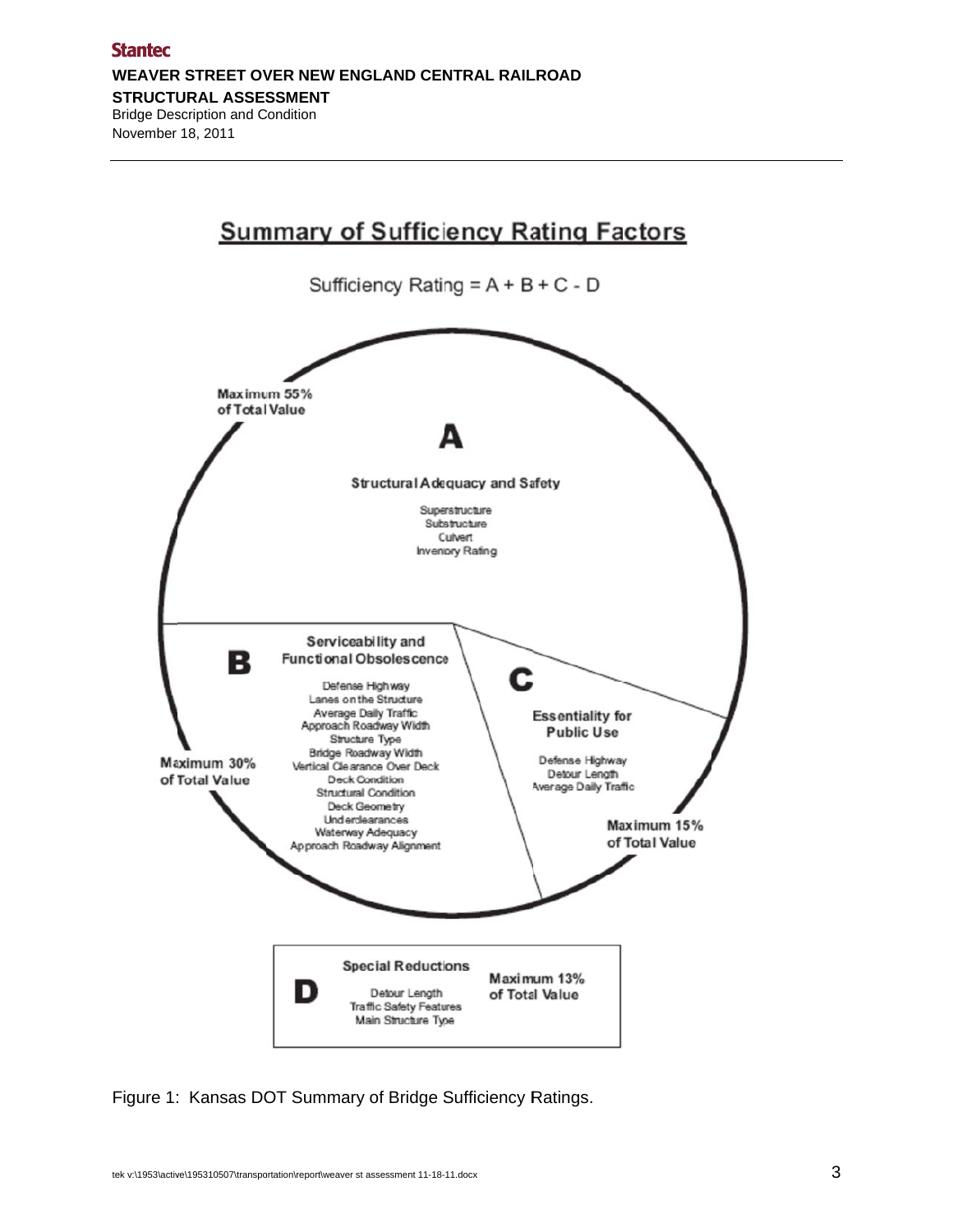## Summary of Sufficiency Rating Factors

Sufficiency Rating = A + B + C - D

**A**

**Structural Adequacy and Safety**

Superstructure
Substructure
Culvert
Invenory Rating

Maximum 55% of Total Value

**B**

**Serviceability and Functional Obsolescence**

Defense Highway
Lanes on the Structure
Average Daily Traffic
Approach Roadway Width
Structure Type
Bridge Roadway Width
Vertical Clearance Over Deck
Deck Condition
Structural Condition
Deck Geometry
Underclearances
Waterway Adequacy
Approach Roadway Alignment

Maximum 30% of Total Value

**C**

**Essentiality for Public Use**

Defense Highway
Detour Length
Average Daily Traffic

Maximum 15% of Total Value

**D**

**Special Reductions**

Detour Length
Traffic Safety Features
Main Structure Type

Maximum 13% of Total Value

Figure 1: Kansas DOT Summary of Bridge Sufficiency Ratings.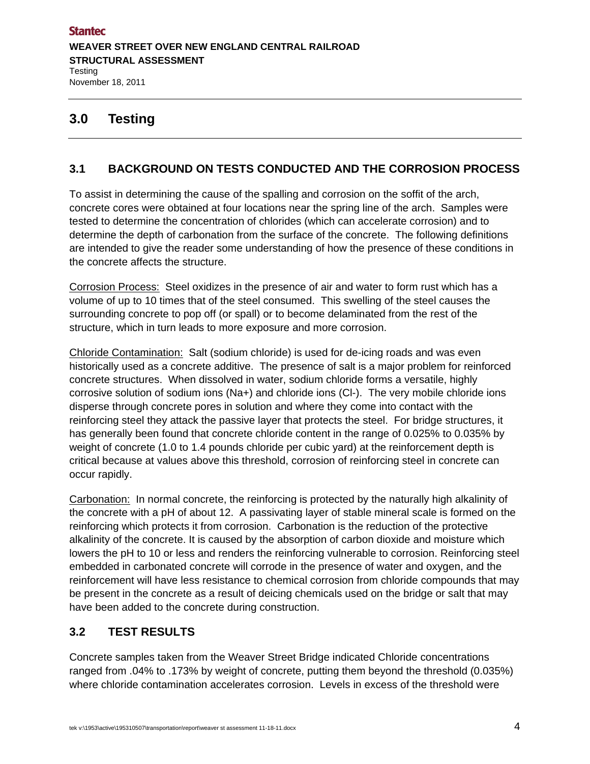# 3.0 Testing

## 3.1 BACKGROUND ON TESTS CONDUCTED AND THE CORROSION PROCESS

To assist in determining the cause of the spalling and corrosion on the soffit of the arch, concrete cores were obtained at four locations near the spring line of the arch. Samples were tested to determine the concentration of chlorides (which can accelerate corrosion) and to determine the depth of carbonation from the surface of the concrete. The following definitions are intended to give the reader some understanding of how the presence of these conditions in the concrete affects the structure.

Corrosion Process: Steel oxidizes in the presence of air and water to form rust which has a volume of up to 10 times that of the steel consumed. This swelling of the steel causes the surrounding concrete to pop off (or spall) or to become delaminated from the rest of the structure, which in turn leads to more exposure and more corrosion.

Chloride Contamination: Salt (sodium chloride) is used for de-icing roads and was even historically used as a concrete additive. The presence of salt is a major problem for reinforced concrete structures. When dissolved in water, sodium chloride forms a versatile, highly corrosive solution of sodium ions ($Na^+$) and chloride ions ($Cl^-$). The very mobile chloride ions disperse through concrete pores in solution and where they come into contact with the reinforcing steel they attack the passive layer that protects the steel. For bridge structures, it has generally been found that concrete chloride content in the range of 0.025% to 0.035% by weight of concrete (1.0 to 1.4 pounds chloride per cubic yard) at the reinforcement depth is critical because at values above this threshold, corrosion of reinforcing steel in concrete can occur rapidly.

Carbonation: In normal concrete, the reinforcing is protected by the naturally high alkalinity of the concrete with a pH of about 12. A passivating layer of stable mineral scale is formed on the reinforcing which protects it from corrosion. Carbonation is the reduction of the protective alkalinity of the concrete. It is caused by the absorption of carbon dioxide and moisture which lowers the pH to 10 or less and renders the reinforcing vulnerable to corrosion. Reinforcing steel embedded in carbonated concrete will corrode in the presence of water and oxygen, and the reinforcement will have less resistance to chemical corrosion from chloride compounds that may be present in the concrete as a result of deicing chemicals used on the bridge or salt that may have been added to the concrete during construction.

## 3.2 TEST RESULTS

Concrete samples taken from the Weaver Street Bridge indicated Chloride concentrations ranged from .04% to .173% by weight of concrete, putting them beyond the threshold (0.035%) where chloride contamination accelerates corrosion. Levels in excess of the threshold were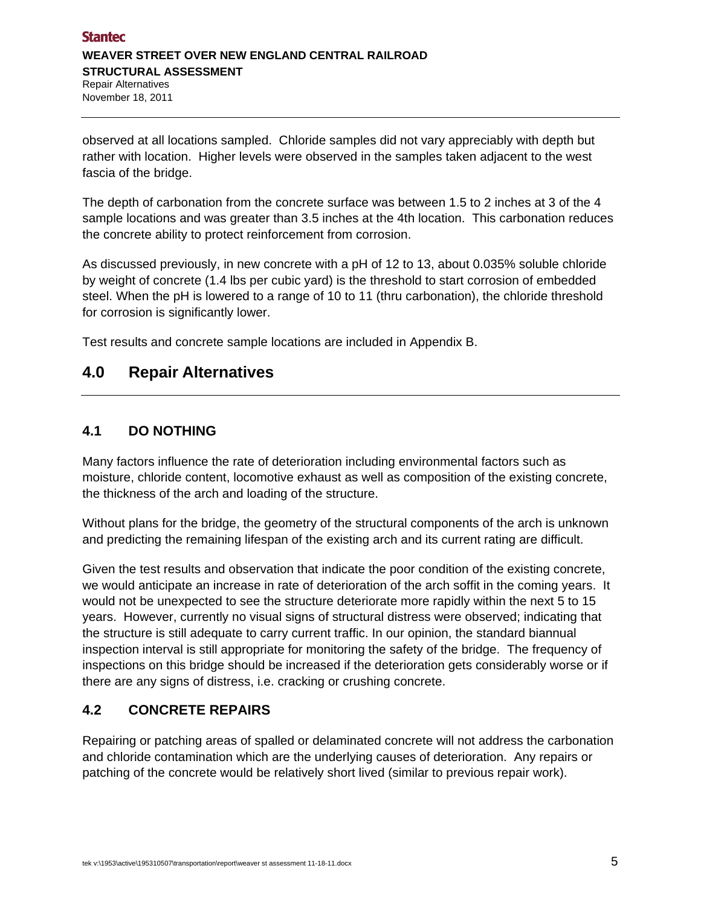observed at all locations sampled. Chloride samples did not vary appreciably with depth but rather with location. Higher levels were observed in the samples taken adjacent to the west fascia of the bridge.

The depth of carbonation from the concrete surface was between 1.5 to 2 inches at 3 of the 4 sample locations and was greater than 3.5 inches at the 4th location. This carbonation reduces the concrete ability to protect reinforcement from corrosion.

As discussed previously, in new concrete with a pH of 12 to 13, about 0.035% soluble chloride by weight of concrete (1.4 lbs per cubic yard) is the threshold to start corrosion of embedded steel. When the pH is lowered to a range of 10 to 11 (thru carbonation), the chloride threshold for corrosion is significantly lower.

Test results and concrete sample locations are included in Appendix B.

# 4.0 Repair Alternatives

## 4.1 DO NOTHING

Many factors influence the rate of deterioration including environmental factors such as moisture, chloride content, locomotive exhaust as well as composition of the existing concrete, the thickness of the arch and loading of the structure.

Without plans for the bridge, the geometry of the structural components of the arch is unknown and predicting the remaining lifespan of the existing arch and its current rating are difficult.

Given the test results and observation that indicate the poor condition of the existing concrete, we would anticipate an increase in rate of deterioration of the arch soffit in the coming years. It would not be unexpected to see the structure deteriorate more rapidly within the next 5 to 15 years. However, currently no visual signs of structural distress were observed; indicating that the structure is still adequate to carry current traffic. In our opinion, the standard biannual inspection interval is still appropriate for monitoring the safety of the bridge. The frequency of inspections on this bridge should be increased if the deterioration gets considerably worse or if there are any signs of distress, i.e. cracking or crushing concrete.

## 4.2 CONCRETE REPAIRS

Repairing or patching areas of spalled or delaminated concrete will not address the carbonation and chloride contamination which are the underlying causes of deterioration. Any repairs or patching of the concrete would be relatively short lived (similar to previous repair work).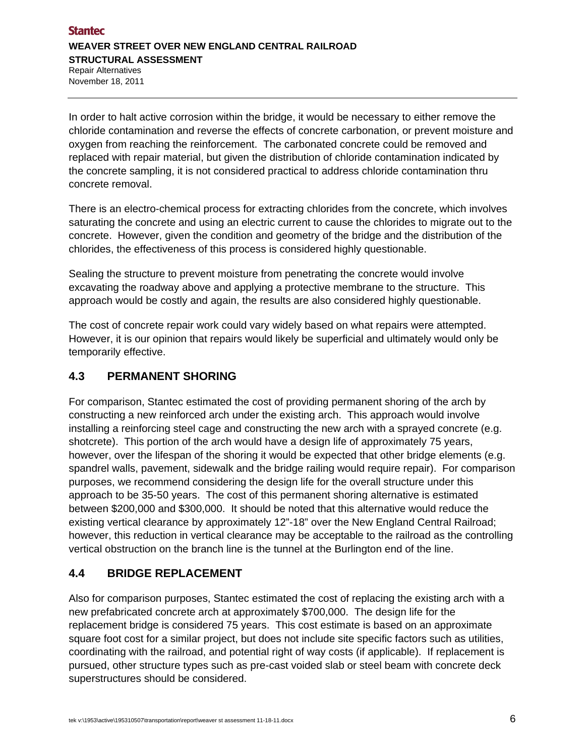In order to halt active corrosion within the bridge, it would be necessary to either remove the chloride contamination and reverse the effects of concrete carbonation, or prevent moisture and oxygen from reaching the reinforcement. The carbonated concrete could be removed and replaced with repair material, but given the distribution of chloride contamination indicated by the concrete sampling, it is not considered practical to address chloride contamination thru concrete removal.

There is an electro-chemical process for extracting chlorides from the concrete, which involves saturating the concrete and using an electric current to cause the chlorides to migrate out to the concrete. However, given the condition and geometry of the bridge and the distribution of the chlorides, the effectiveness of this process is considered highly questionable.

Sealing the structure to prevent moisture from penetrating the concrete would involve excavating the roadway above and applying a protective membrane to the structure. This approach would be costly and again, the results are also considered highly questionable.

The cost of concrete repair work could vary widely based on what repairs were attempted. However, it is our opinion that repairs would likely be superficial and ultimately would only be temporarily effective.

## 4.3 PERMANENT SHORING

For comparison, Stantec estimated the cost of providing permanent shoring of the arch by constructing a new reinforced arch under the existing arch. This approach would involve installing a reinforcing steel cage and constructing the new arch with a sprayed concrete (e.g. shotcrete). This portion of the arch would have a design life of approximately 75 years, however, over the lifespan of the shoring it would be expected that other bridge elements (e.g. spandrel walls, pavement, sidewalk and the bridge railing would require repair). For comparison purposes, we recommend considering the design life for the overall structure under this approach to be 35-50 years. The cost of this permanent shoring alternative is estimated between $200,000 and $300,000. It should be noted that this alternative would reduce the existing vertical clearance by approximately 12"-18" over the New England Central Railroad; however, this reduction in vertical clearance may be acceptable to the railroad as the controlling vertical obstruction on the branch line is the tunnel at the Burlington end of the line.

## 4.4 BRIDGE REPLACEMENT

Also for comparison purposes, Stantec estimated the cost of replacing the existing arch with a new prefabricated concrete arch at approximately $700,000. The design life for the replacement bridge is considered 75 years. This cost estimate is based on an approximate square foot cost for a similar project, but does not include site specific factors such as utilities, coordinating with the railroad, and potential right of way costs (if applicable). If replacement is pursued, other structure types such as pre-cast voided slab or steel beam with concrete deck superstructures should be considered.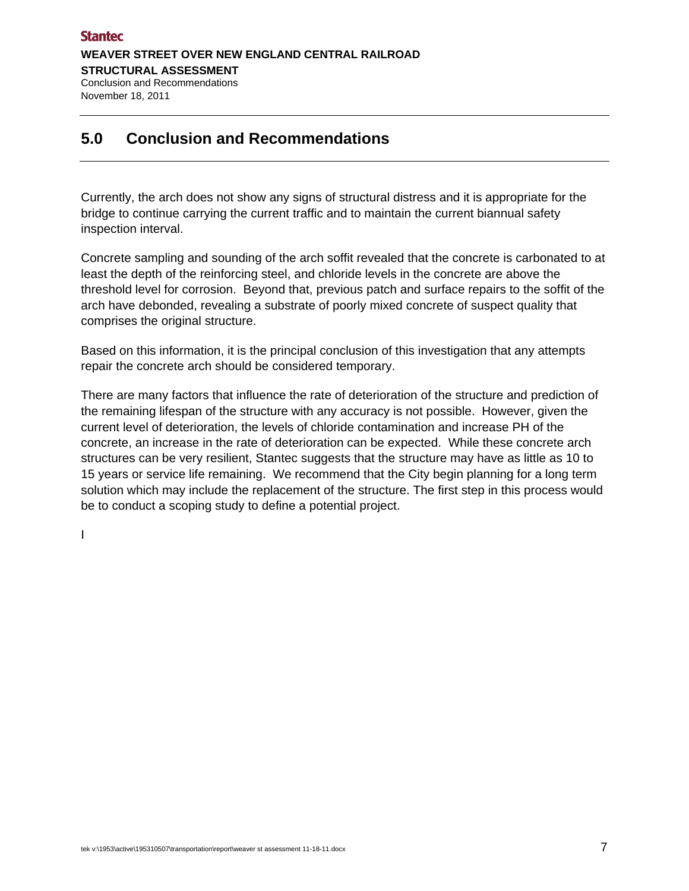## 5.0 Conclusion and Recommendations

Currently, the arch does not show any signs of structural distress and it is appropriate for the bridge to continue carrying the current traffic and to maintain the current biannual safety inspection interval.

Concrete sampling and sounding of the arch soffit revealed that the concrete is carbonated to at least the depth of the reinforcing steel, and chloride levels in the concrete are above the threshold level for corrosion. Beyond that, previous patch and surface repairs to the soffit of the arch have debonded, revealing a substrate of poorly mixed concrete of suspect quality that comprises the original structure.

Based on this information, it is the principal conclusion of this investigation that any attempts repair the concrete arch should be considered temporary.

There are many factors that influence the rate of deterioration of the structure and prediction of the remaining lifespan of the structure with any accuracy is not possible. However, given the current level of deterioration, the levels of chloride contamination and increase PH of the concrete, an increase in the rate of deterioration can be expected. While these concrete arch structures can be very resilient, Stantec suggests that the structure may have as little as 10 to 15 years or service life remaining. We recommend that the City begin planning for a long term solution which may include the replacement of the structure. The first step in this process would be to conduct a scoping study to define a potential project.

I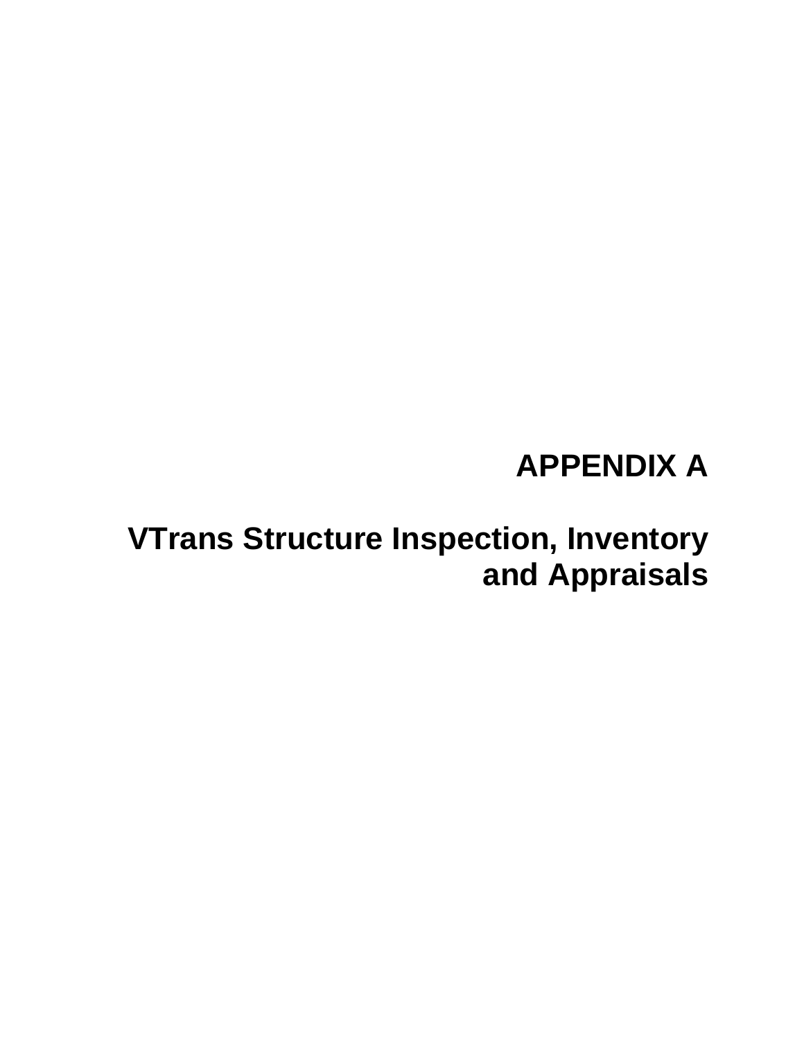# APPENDIX A

# VTrans Structure Inspection, Inventory and Appraisals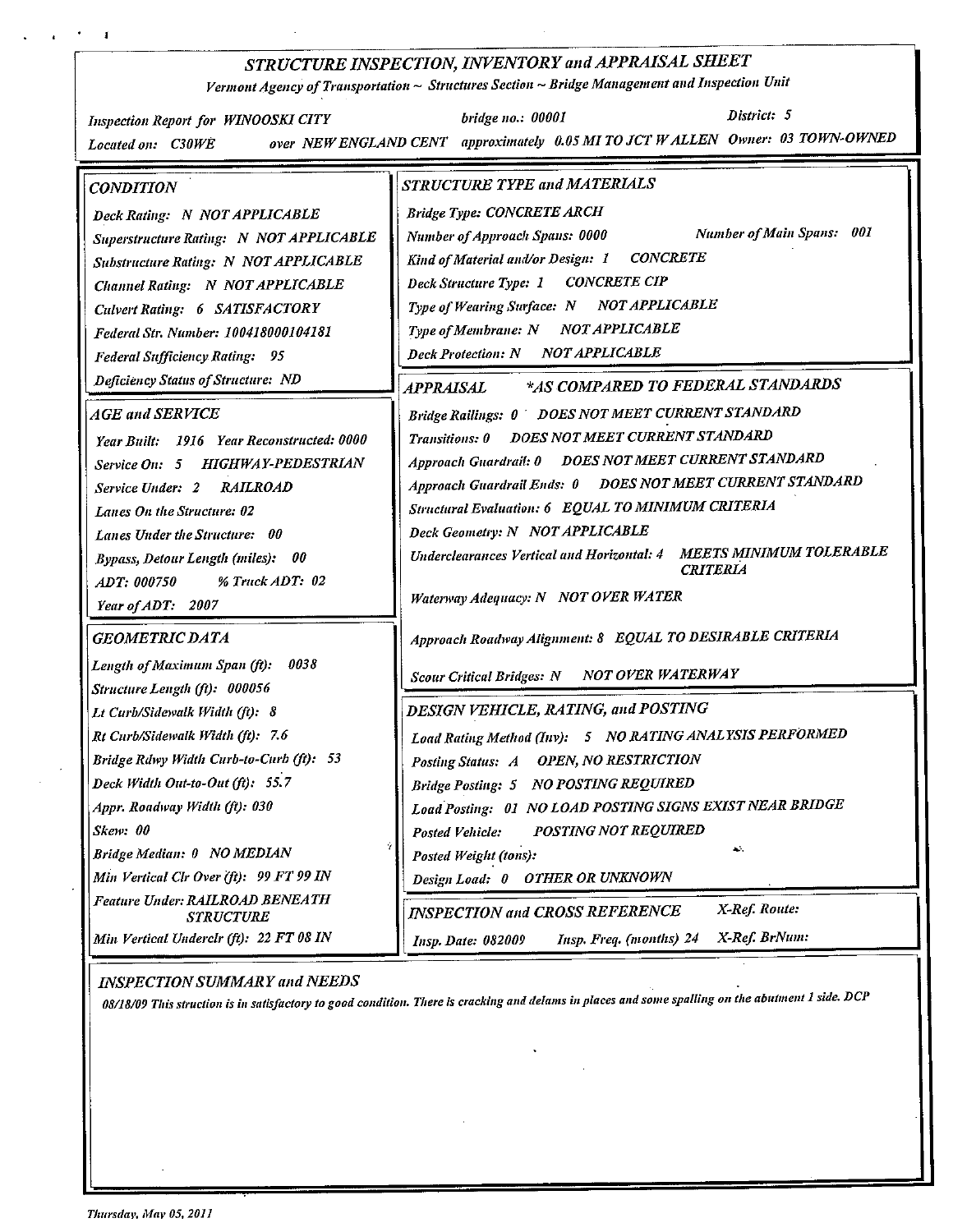# STRUCTURE INSPECTION, INVENTORY and APPRAISAL SHEET

*Vermont Agency of Transportation ~ Structures Section ~ Bridge Management and Inspection Unit*

*Inspection Report for* WINOOSKI CITY *bridge no.:* 00001 *District:* 5

*Located on:* C30WE *over* NEW ENGLAND CENT *approximately* 0.05 MI TO JCT W ALLEN *Owner:* 03 TOWN-OWNED

## CONDITION

- Deck Rating: N NOT APPLICABLE
- Superstructure Rating: N NOT APPLICABLE
- Substructure Rating: N NOT APPLICABLE
- Channel Rating: N NOT APPLICABLE
- Culvert Rating: 6 SATISFACTORY
- Federal Str. Number: 100418000104181
- Federal Sufficiency Rating: 95
- Deficiency Status of Structure: ND

## AGE and SERVICE

- Year Built: 1916 Year Reconstructed: 0000
- Service On: 5 HIGHWAY-PEDESTRIAN
- Service Under: 2 RAILROAD
- Lanes On the Structure: 02
- Lanes Under the Structure: 00
- Bypass, Detour Length (miles): 00
- ADT: 000750 % Truck ADT: 02
- Year of ADT: 2007

## GEOMETRIC DATA

- Length of Maximum Span (ft): 0038
- Structure Length (ft): 000056
- Lt Curb/Sidewalk Width (ft): 8
- Rt Curb/Sidewalk Width (ft): 7.6
- Bridge Rdwy Width Curb-to-Curb (ft): 53
- Deck Width Out-to-Out (ft): 55.7
- Appr. Roadway Width (ft): 030
- Skew: 00
- Bridge Median: 0 NO MEDIAN
- Min Vertical Clr Over (ft): 99 FT 99 IN
- Feature Under: RAILROAD BENEATH STRUCTURE
- Min Vertical Underclr (ft): 22 FT 08 IN

## STRUCTURE TYPE and MATERIALS

- Bridge Type: CONCRETE ARCH
- Number of Approach Spans: 0000 Number of Main Spans: 001
- Kind of Material and/or Design: 1 CONCRETE
- Deck Structure Type: 1 CONCRETE CIP
- Type of Wearing Surface: N NOT APPLICABLE
- Type of Membrane: N NOT APPLICABLE
- Deck Protection: N NOT APPLICABLE

## APPRAISAL *AS COMPARED TO FEDERAL STANDARDS

- Bridge Railings: 0 DOES NOT MEET CURRENT STANDARD
- Transitions: 0 DOES NOT MEET CURRENT STANDARD
- Approach Guardrail: 0 DOES NOT MEET CURRENT STANDARD
- Approach Guardrail Ends: 0 DOES NOT MEET CURRENT STANDARD
- Structural Evaluation: 6 EQUAL TO MINIMUM CRITERIA
- Deck Geometry: N NOT APPLICABLE
- Underclearances Vertical and Horizontal: 4 MEETS MINIMUM TOLERABLE CRITERIA
- Waterway Adequacy: N NOT OVER WATER
- Approach Roadway Alignment: 8 EQUAL TO DESIRABLE CRITERIA
- Scour Critical Bridges: N NOT OVER WATERWAY

## DESIGN VEHICLE, RATING, and POSTING

- Load Rating Method (Inv): 5 NO RATING ANALYSIS PERFORMED
- Posting Status: A OPEN, NO RESTRICTION
- Bridge Posting: 5 NO POSTING REQUIRED
- Load Posting: 01 NO LOAD POSTING SIGNS EXIST NEAR BRIDGE
- Posted Vehicle: POSTING NOT REQUIRED
- Posted Weight (tons):
- Design Load: 0 OTHER OR UNKNOWN

## INSPECTION and CROSS REFERENCE

- Insp. Date: 082009 Insp. Freq. (months) 24
- X-Ref. Route:
- X-Ref. BrNum:

## INSPECTION SUMMARY and NEEDS

08/18/09 This struction is in satisfactory to good condition. There is cracking and delams in places and some spalling on the abutment 1 side. DCP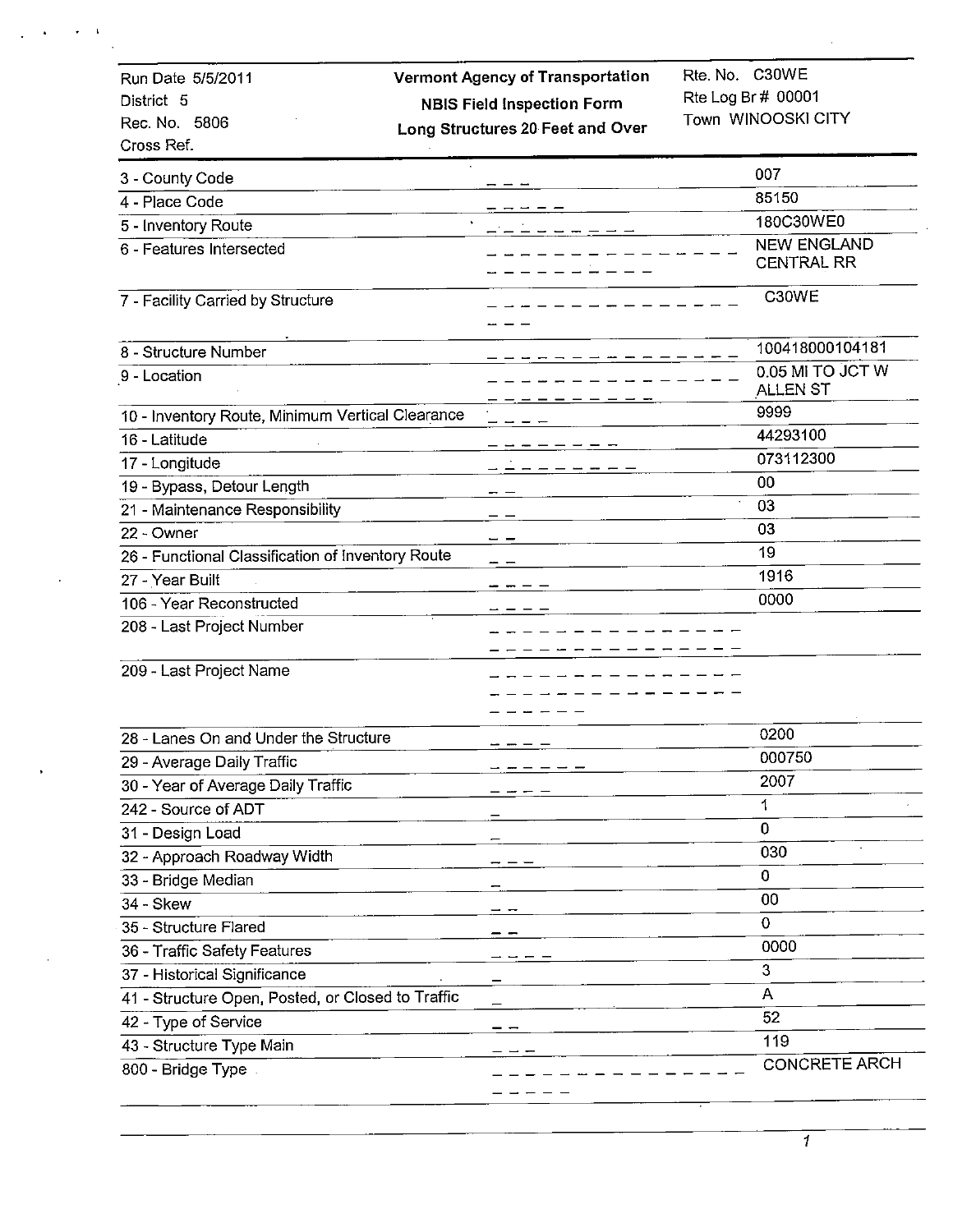Run Date 5/5/2011
District 5
Rec. No. 5806
Cross Ref.

**Vermont Agency of Transportation**
**NBIS Field Inspection Form**
**Long Structures 20 Feet and Over**

Rte. No. C30WE
Rte Log Br # 00001
Town WINOOSKI CITY

| Item | Value |
|---|---|
| 3 - County Code | 007 |
| 4 - Place Code | 85150 |
| 5 - Inventory Route | 180C30WE0 |
| 6 - Features Intersected | NEW ENGLAND CENTRAL RR |
| 7 - Facility Carried by Structure | C30WE |
| 8 - Structure Number | 100418000104181 |
| 9 - Location | 0.05 MI TO JCT W ALLEN ST |
| 10 - Inventory Route, Minimum Vertical Clearance | 9999 |
| 16 - Latitude | 44293100 |
| 17 - Longitude | 073112300 |
| 19 - Bypass, Detour Length | 00 |
| 21 - Maintenance Responsibility | 03 |
| 22 - Owner | 03 |
| 26 - Functional Classification of Inventory Route | 19 |
| 27 - Year Built | 1916 |
| 106 - Year Reconstructed | 0000 |
| 208 - Last Project Number | |
| 209 - Last Project Name | |
| 28 - Lanes On and Under the Structure | 0200 |
| 29 - Average Daily Traffic | 000750 |
| 30 - Year of Average Daily Traffic | 2007 |
| 242 - Source of ADT | 1 |
| 31 - Design Load | 0 |
| 32 - Approach Roadway Width | 030 |
| 33 - Bridge Median | 0 |
| 34 - Skew | 00 |
| 35 - Structure Flared | 0 |
| 36 - Traffic Safety Features | 0000 |
| 37 - Historical Significance | 3 |
| 41 - Structure Open, Posted, or Closed to Traffic | A |
| 42 - Type of Service | 52 |
| 43 - Structure Type Main | 119 |
| 800 - Bridge Type | CONCRETE ARCH |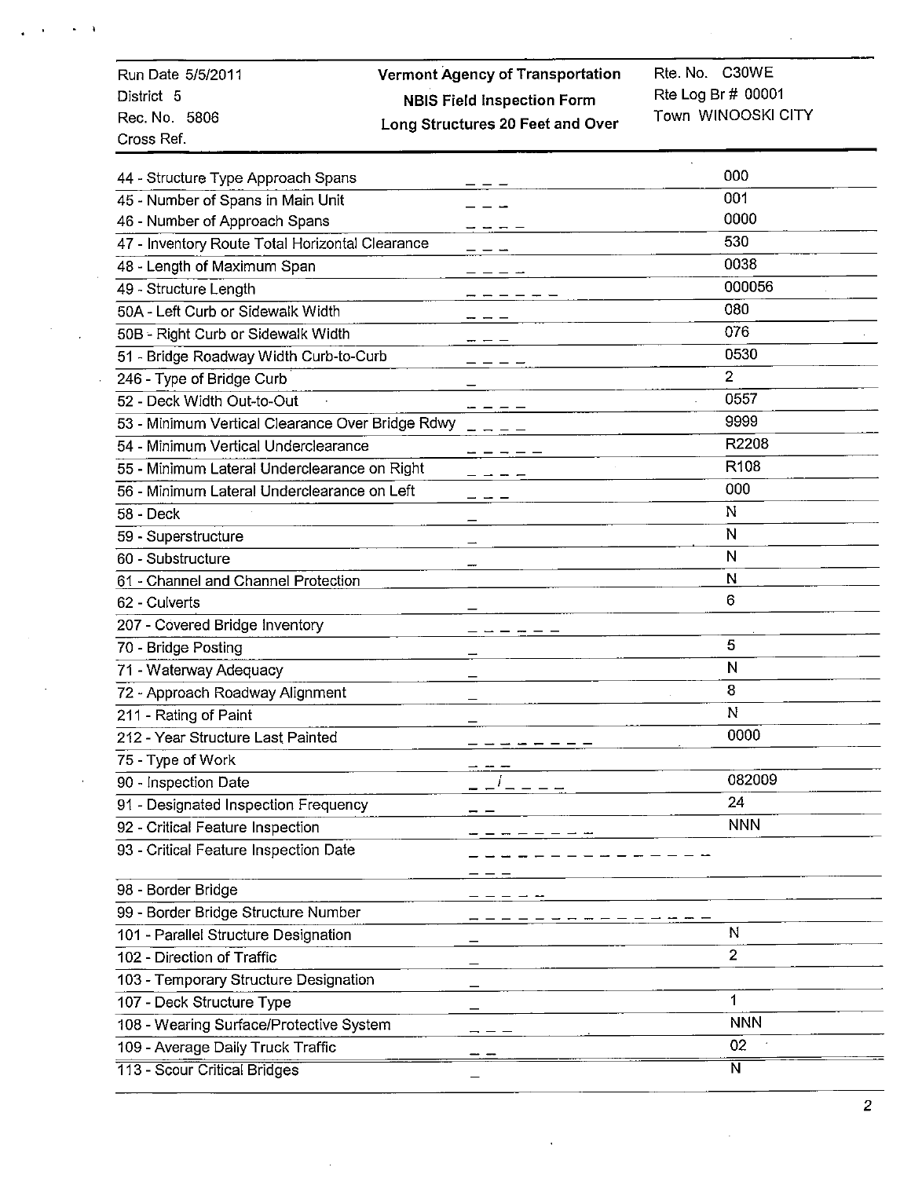Run Date 5/5/2011
District 5
Rec. No. 5806
Cross Ref.

**Vermont Agency of Transportation**
**NBIS Field Inspection Form**
**Long Structures 20 Feet and Over**

Rte. No. C30WE
Rte Log Br # 00001
Town WINOOSKI CITY

| Item | Field | Value |
|---|---|---|
| 44 - Structure Type Approach Spans | _ _ _ | 000 |
| 45 - Number of Spans in Main Unit | _ _ _ | 001 |
| 46 - Number of Approach Spans | _ _ _ _ | 0000 |
| 47 - Inventory Route Total Horizontal Clearance | _ _ _ | 530 |
| 48 - Length of Maximum Span | _ _ _ _ | 0038 |
| 49 - Structure Length | _ _ _ _ _ _ | 000056 |
| 50A - Left Curb or Sidewalk Width | _ _ _ | 080 |
| 50B - Right Curb or Sidewalk Width | _ _ _ | 076 |
| 51 - Bridge Roadway Width Curb-to-Curb | _ _ _ _ | 0530 |
| 246 - Type of Bridge Curb | _ | 2 |
| 52 - Deck Width Out-to-Out | _ _ _ _ | 0557 |
| 53 - Minimum Vertical Clearance Over Bridge Rdwy | _ _ _ _ | 9999 |
| 54 - Minimum Vertical Underclearance | _ _ _ _ _ | R2208 |
| 55 - Minimum Lateral Underclearance on Right | _ _ _ _ | R108 |
| 56 - Minimum Lateral Underclearance on Left | _ _ _ | 000 |
| 58 - Deck | _ | N |
| 59 - Superstructure | _ | N |
| 60 - Substructure | _ | N |
| 61 - Channel and Channel Protection | | N |
| 62 - Culverts | _ | 6 |
| 207 - Covered Bridge Inventory | _ _ _ _ _ _ | |
| 70 - Bridge Posting | _ | 5 |
| 71 - Waterway Adequacy | _ | N |
| 72 - Approach Roadway Alignment | _ | 8 |
| 211 - Rating of Paint | _ | N |
| 212 - Year Structure Last Painted | _ _ _ _ _ _ _ _ | 0000 |
| 75 - Type of Work | _ _ _ | |
| 90 - Inspection Date | _ _ / _ _ _ _ | 082009 |
| 91 - Designated Inspection Frequency | _ _ | 24 |
| 92 - Critical Feature Inspection | _ _ _ _ _ _ _ _ _ | NNN |
| 93 - Critical Feature Inspection Date | _ _ _ _ _ _ _ _ _ _ _ _ _ _ _ _ _ _ _ | |
| 98 - Border Bridge | _ _ _ _ _ | |
| 99 - Border Bridge Structure Number | _ _ _ _ _ _ _ _ _ _ _ _ _ _ _ | |
| 101 - Parallel Structure Designation | _ | N |
| 102 - Direction of Traffic | _ | 2 |
| 103 - Temporary Structure Designation | _ | |
| 107 - Deck Structure Type | _ | 1 |
| 108 - Wearing Surface/Protective System | _ _ _ | NNN |
| 109 - Average Daily Truck Traffic | _ _ | 02 |
| 113 - Scour Critical Bridges | _ | N |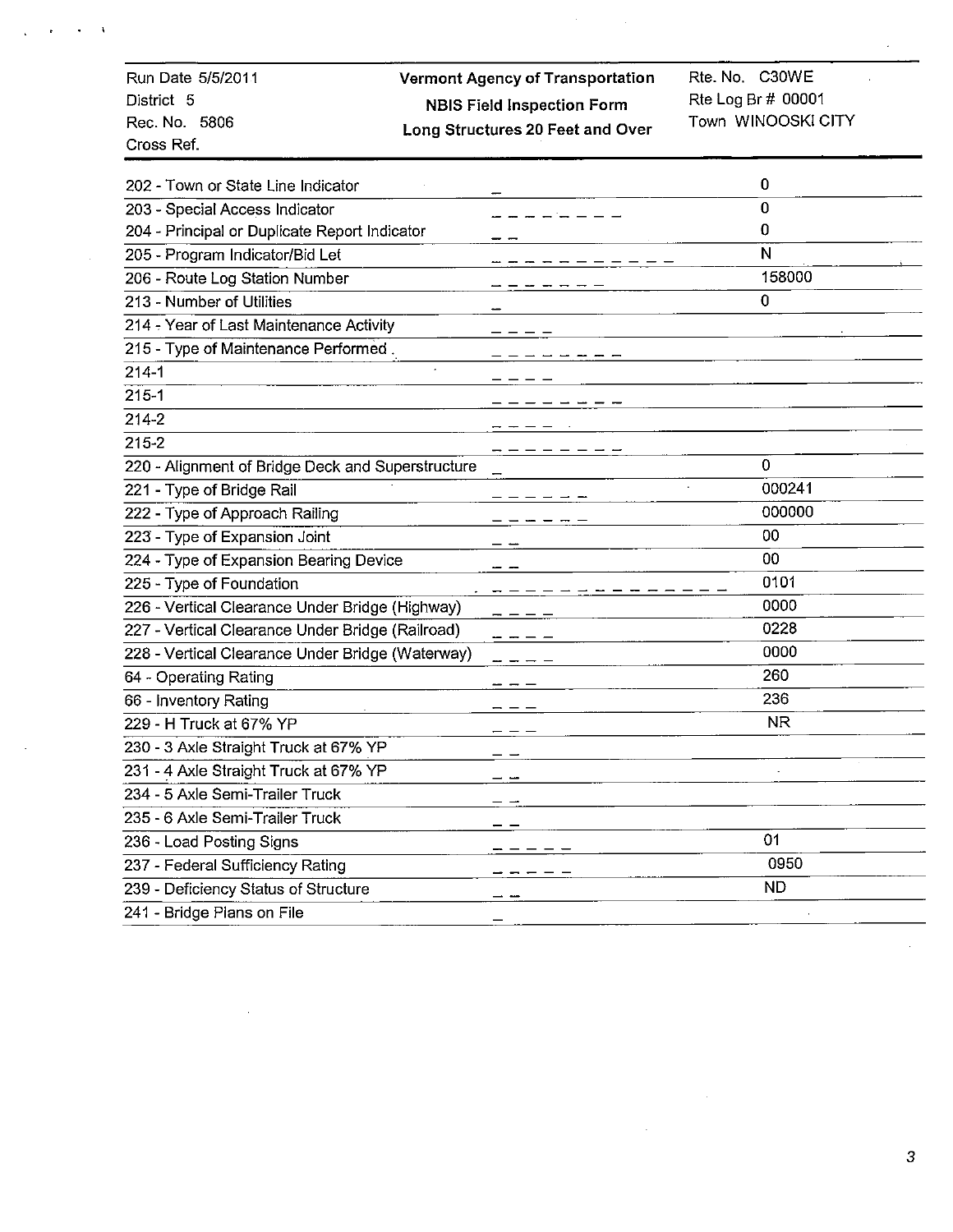| Run Date 5/5/2011 | **Vermont Agency of Transportation** | Rte. No. C30WE |
|---|---|---|
| District 5 | **NBIS Field Inspection Form** | Rte Log Br # 00001 |
| Rec. No. 5806 | **Long Structures 20 Feet and Over** | Town WINOOSKI CITY |
| Cross Ref. | | |

| Item | Format | Value |
|---|---|---|
| 202 - Town or State Line Indicator | _ | 0 |
| 203 - Special Access Indicator | _ _ _ _ _ _ _ _ | 0 |
| 204 - Principal or Duplicate Report Indicator | _ _ | 0 |
| 205 - Program Indicator/Bid Let | _ _ _ _ _ _ _ _ _ _ _ | N |
| 206 - Route Log Station Number | _ _ _ _ _ _ _ | 158000 |
| 213 - Number of Utilities | _ | 0 |
| 214 - Year of Last Maintenance Activity | _ _ _ _ | |
| 215 - Type of Maintenance Performed . | _ _ _ _ _ _ _ _ | |
| 214-1 | _ _ _ _ | |
| 215-1 | _ _ _ _ _ _ _ _ | |
| 214-2 | _ _ _ _ | |
| 215-2 | _ _ _ _ _ _ _ _ | |
| 220 - Alignment of Bridge Deck and Superstructure | _ | 0 |
| 221 - Type of Bridge Rail | _ _ _ _ _ _ | 000241 |
| 222 - Type of Approach Railing | _ _ _ _ _ _ | 000000 |
| 223 - Type of Expansion Joint | _ _ | 00 |
| 224 - Type of Expansion Bearing Device | _ _ | 00 |
| 225 - Type of Foundation | _ _ _ _ _ _ _ _ _ _ _ _ _ _ | 0101 |
| 226 - Vertical Clearance Under Bridge (Highway) | _ _ _ _ | 0000 |
| 227 - Vertical Clearance Under Bridge (Railroad) | _ _ _ _ | 0228 |
| 228 - Vertical Clearance Under Bridge (Waterway) | _ _ _ _ | 0000 |
| 64 - Operating Rating | _ _ _ | 260 |
| 66 - Inventory Rating | _ _ _ | 236 |
| 229 - H Truck at 67% YP | _ _ _ | NR |
| 230 - 3 Axle Straight Truck at 67% YP | _ _ | |
| 231 - 4 Axle Straight Truck at 67% YP | _ _ | |
| 234 - 5 Axle Semi-Trailer Truck | _ _ | |
| 235 - 6 Axle Semi-Trailer Truck | _ _ | |
| 236 - Load Posting Signs | _ _ _ _ _ | 01 |
| 237 - Federal Sufficiency Rating | _ _ _ _ _ | 0950 |
| 239 - Deficiency Status of Structure | _ _ | ND |
| 241 - Bridge Plans on File | _ | |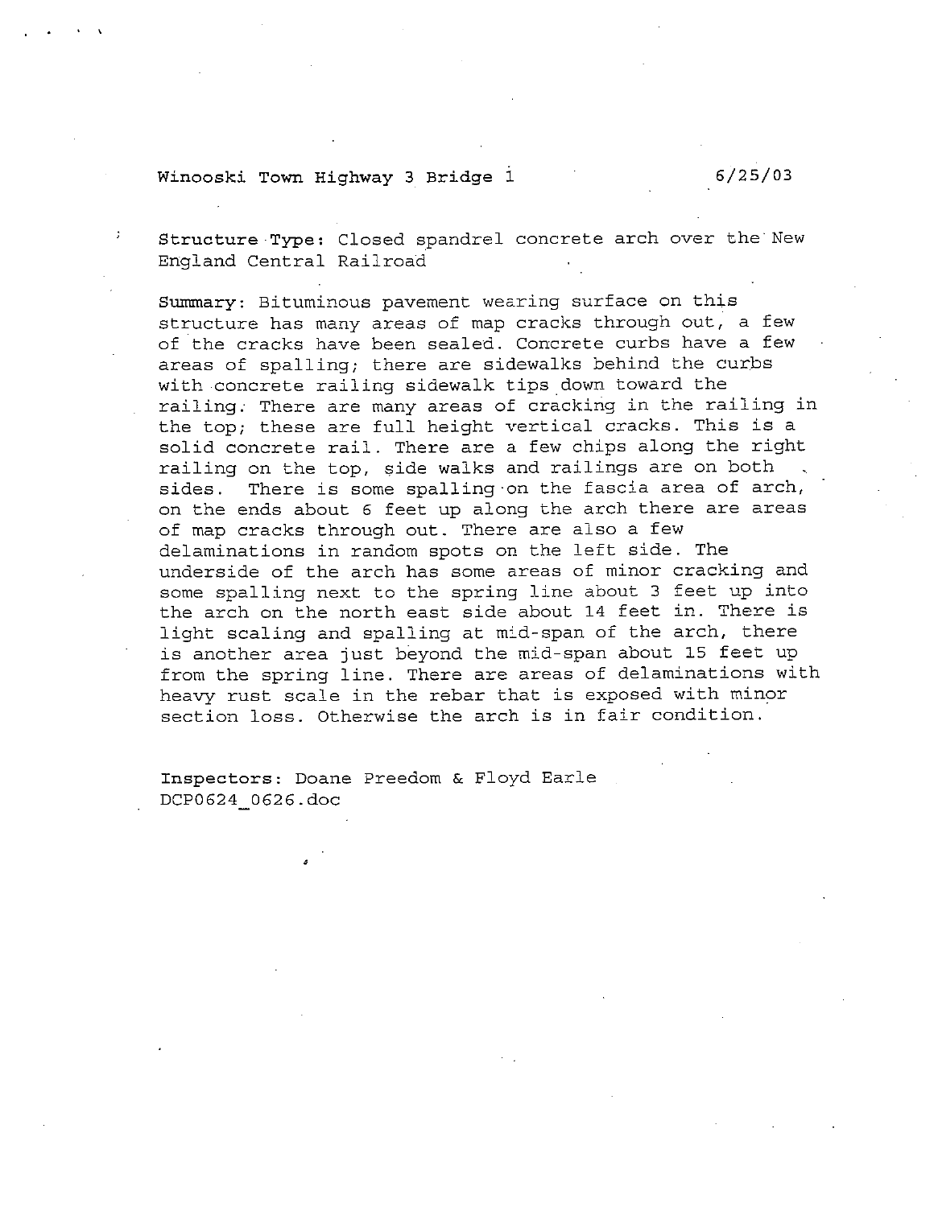Winooski Town Highway 3 Bridge 1 6/25/03

**Structure Type:** Closed spandrel concrete arch over the New England Central Railroad

**Summary:** Bituminous pavement wearing surface on this structure has many areas of map cracks through out, a few of the cracks have been sealed. Concrete curbs have a few areas of spalling; there are sidewalks behind the curbs with concrete railing sidewalk tips down toward the railing. There are many areas of cracking in the railing in the top; these are full height vertical cracks. This is a solid concrete rail. There are a few chips along the right railing on the top, side walks and railings are on both sides. There is some spalling on the fascia area of arch, on the ends about 6 feet up along the arch there are areas of map cracks through out. There are also a few delaminations in random spots on the left side. The underside of the arch has some areas of minor cracking and some spalling next to the spring line about 3 feet up into the arch on the north east side about 14 feet in. There is light scaling and spalling at mid-span of the arch, there is another area just beyond the mid-span about 15 feet up from the spring line. There are areas of delaminations with heavy rust scale in the rebar that is exposed with minor section loss. Otherwise the arch is in fair condition.

**Inspectors:** Doane Preedom & Floyd Earle
DCP0624_0626.doc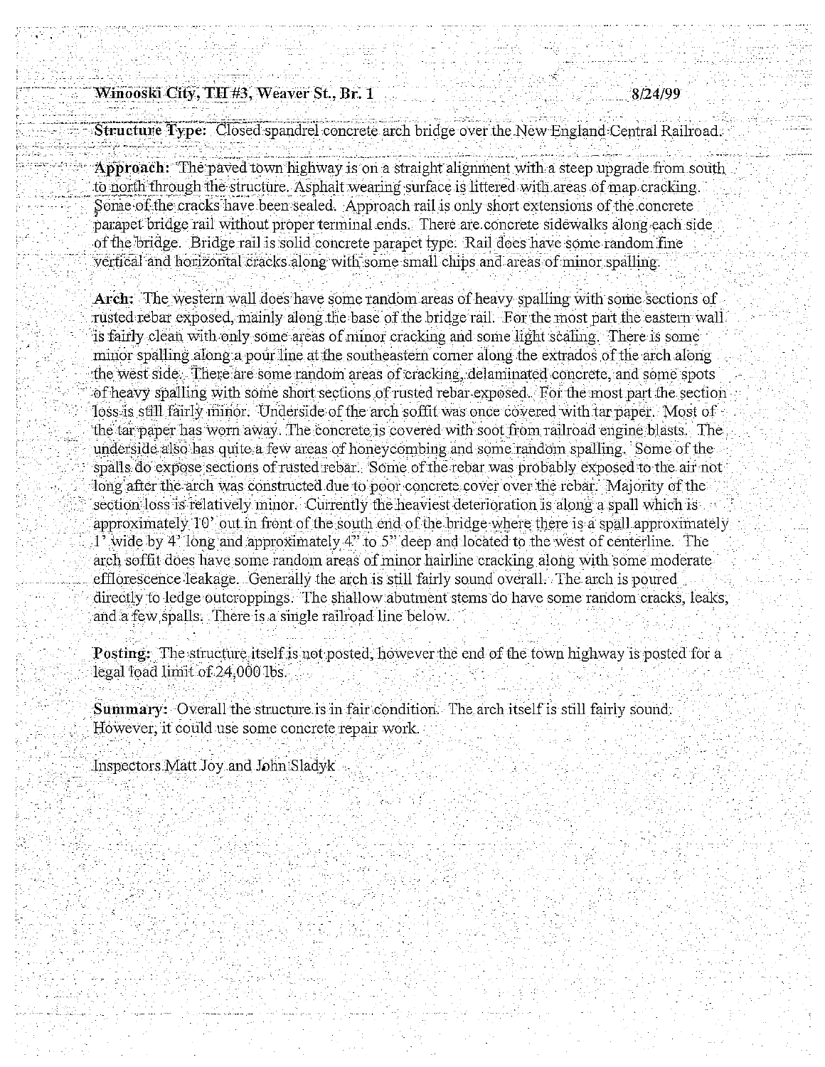**Winooski City, TH #3, Weaver St., Br. 1** **8/24/99**

**Structure Type:** Closed spandrel concrete arch bridge over the New England Central Railroad.

**Approach:** The paved town highway is on a straight alignment with a steep upgrade from south to north through the structure. Asphalt wearing surface is littered with areas of map cracking. Some of the cracks have been sealed. Approach rail is only short extensions of the concrete parapet bridge rail without proper terminal ends. There are concrete sidewalks along each side of the bridge. Bridge rail is solid concrete parapet type. Rail does have some random fine vertical and horizontal cracks along with some small chips and areas of minor spalling.

**Arch:** The western wall does have some random areas of heavy spalling with some sections of rusted rebar exposed, mainly along the base of the bridge rail. For the most part the eastern wall is fairly clean with only some areas of minor cracking and some light scaling. There is some minor spalling along a pour line at the southeastern corner along the extrados of the arch along the west side. There are some random areas of cracking, delaminated concrete, and some spots of heavy spalling with some short sections of rusted rebar exposed. For the most part the section loss is still fairly minor. Underside of the arch soffit was once covered with tar paper. Most of the tar paper has worn away. The concrete is covered with soot from railroad engine blasts. The underside also has quite a few areas of honeycombing and some random spalling. Some of the spalls do expose sections of rusted rebar. Some of the rebar was probably exposed to the air not long after the arch was constructed due to poor concrete cover over the rebar. Majority of the section loss is relatively minor. Currently the heaviest deterioration is along a spall which is approximately 10' out in front of the south end of the bridge where there is a spall approximately 1' wide by 4' long and approximately 4" to 5" deep and located to the west of centerline. The arch soffit does have some random areas of minor hairline cracking along with some moderate efflorescence leakage. Generally the arch is still fairly sound overall. The arch is poured directly to ledge outcroppings. The shallow abutment stems do have some random cracks, leaks, and a few spalls. There is a single railroad line below.

**Posting:** The structure itself is not posted, however the end of the town highway is posted for a legal load limit of 24,000 lbs.

**Summary:** Overall the structure is in fair condition. The arch itself is still fairly sound. However, it could use some concrete repair work.

Inspectors Matt Joy and John Sladyk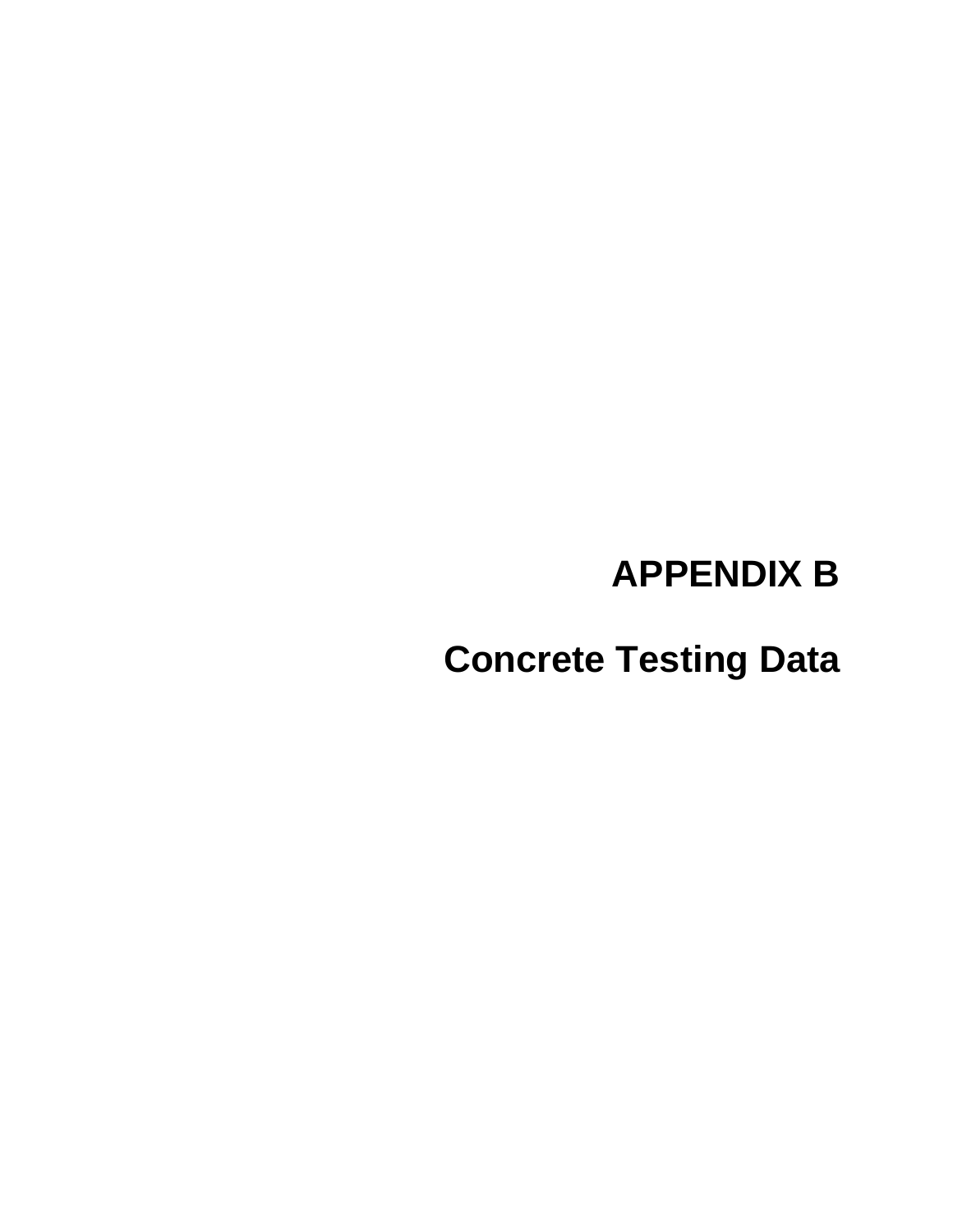# APPENDIX B

# Concrete Testing Data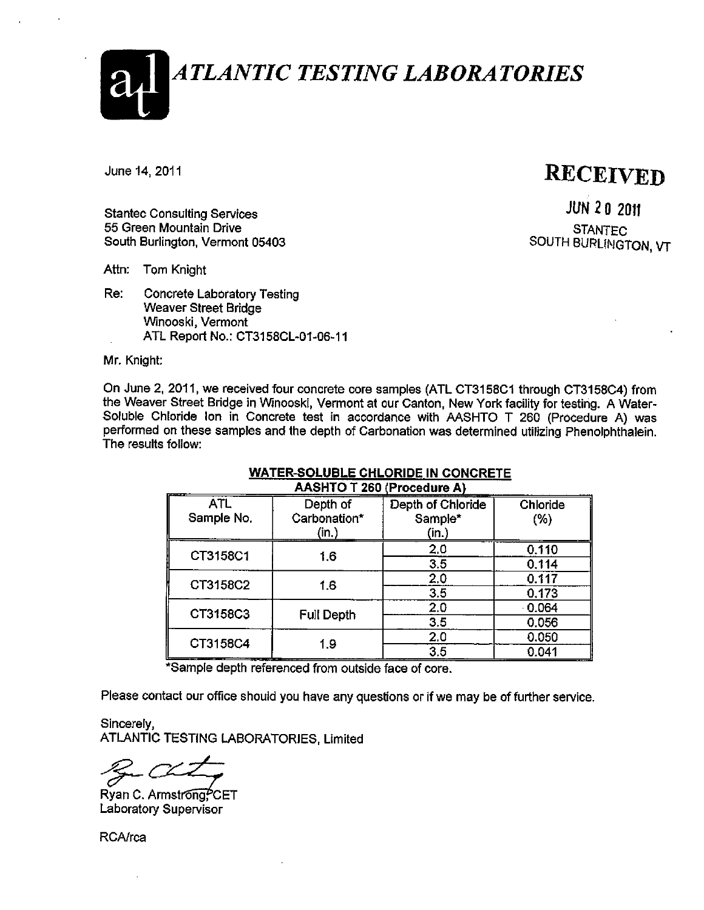# *ATLANTIC TESTING LABORATORIES*

June 14, 2011

**RECEIVED**

JUN 20 2011

STANTEC
SOUTH BURLINGTON, VT

Stantec Consulting Services
55 Green Mountain Drive
South Burlington, Vermont 05403

Attn: Tom Knight

Re: Concrete Laboratory Testing
Weaver Street Bridge
Winooski, Vermont
ATL Report No.: CT3158CL-01-06-11

Mr. Knight:

On June 2, 2011, we received four concrete core samples (ATL CT3158C1 through CT3158C4) from the Weaver Street Bridge in Winooski, Vermont at our Canton, New York facility for testing. A Water-Soluble Chloride Ion in Concrete test in accordance with AASHTO T 260 (Procedure A) was performed on these samples and the depth of Carbonation was determined utilizing Phenolphthalein. The results follow:

**WATER-SOLUBLE CHLORIDE IN CONCRETE**
**AASHTO T 260 (Procedure A)**

| ATL Sample No. | Depth of Carbonation* (in.) | Depth of Chloride Sample* (in.) | Chloride (%) |
|---|---|---|---|
| CT3158C1 | 1.6 | 2.0 | 0.110 |
| | | 3.5 | 0.114 |
| CT3158C2 | 1.6 | 2.0 | 0.117 |
| | | 3.5 | 0.173 |
| CT3158C3 | Full Depth | 2.0 | 0.064 |
| | | 3.5 | 0.056 |
| CT3158C4 | 1.9 | 2.0 | 0.050 |
| | | 3.5 | 0.041 |

*Sample depth referenced from outside face of core.

Please contact our office should you have any questions or if we may be of further service.

Sincerely,
ATLANTIC TESTING LABORATORIES, Limited

Ryan C. Armstrong, CET
Laboratory Supervisor

RCA/rca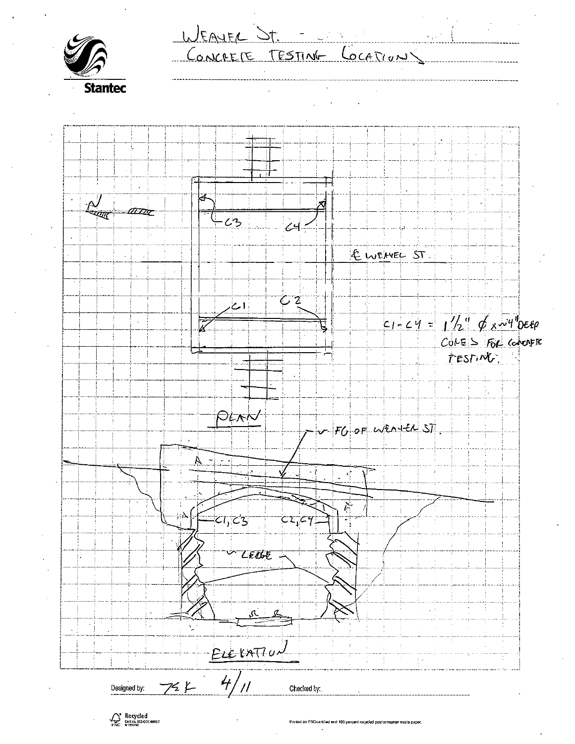Stantec

WEAVER ST.

CONCRETE TESTING LOCATIONS

N

C3

C4

℄ WEAVER ST.

C1

C2

C1 - C4 = 1½" ϕ x ~4" DEEP CORES FOR CONCRETE TESTING.

PLAN

FG OF WEAVER ST.

C1, C3

C2, C4

LEDGE

ELEVATION

Designed by: TSK 4/11

Checked by: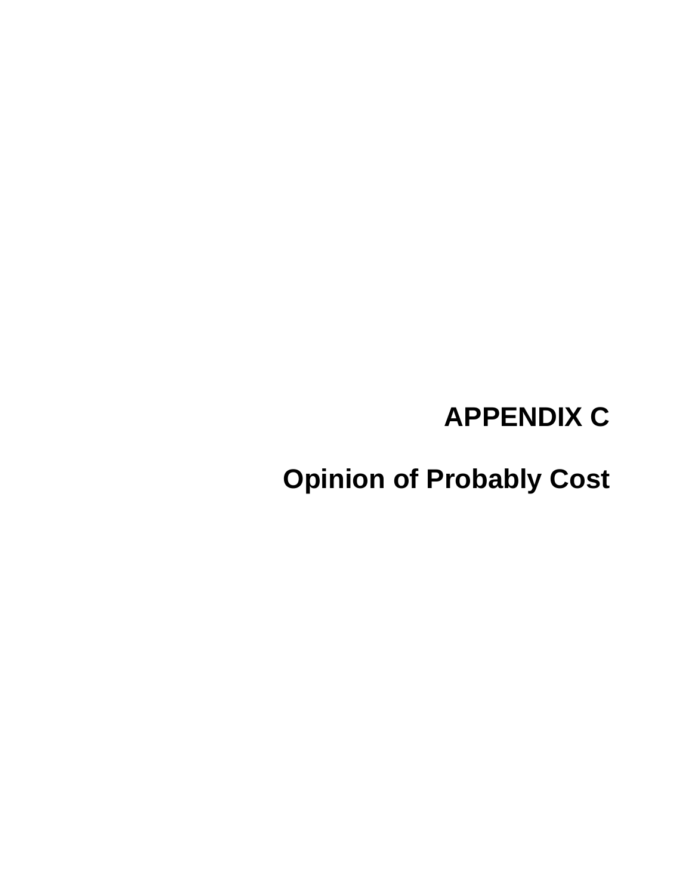# APPENDIX C

# Opinion of Probably Cost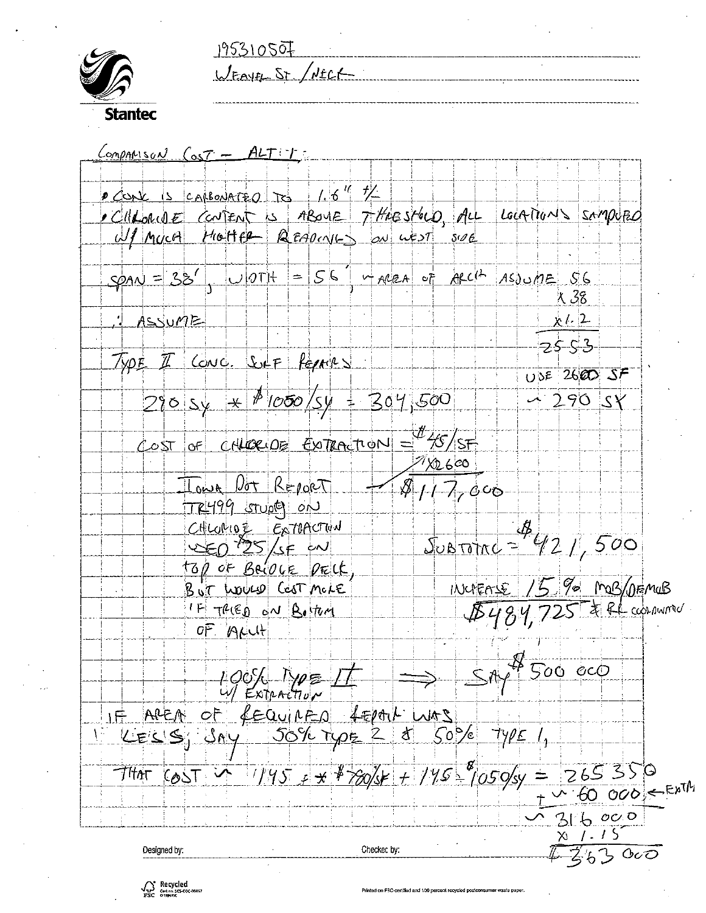195310507

WEAVER ST / NECK

Stantec

COMPARISON COST – ALT: 1:

- CONC IS CARBONATED TO 1.6" +/-
- CHLORIDE CONTENT IS ABOVE THRESHOLD, ALL LOCATIONS SAMPLED W/ MUCH HIGHER READINGS ON WEST SIDE

SPAN = 38', WIDTH = 56', ~ AREA OF ARCH ASSUME 56 × 38 × 1.2 = 2553

∴ ASSUME USE 2600 SF ~ 290 SY

TYPE II CONC. SURF REPAIRS

290 SY × $1050/SY = 304,500

COST OF CHLORIDE EXTRACTION = $45/SF × 2600 = $117,000

IOWA DOT REPORT TR499 STUDY ON CHLORIDE EXTRACTION USED $25/SF ON TOP OF BRIDGE DECK, BUT WOULD COST MORE IF TRIED ON BOTTOM OF ARCH

SUBTOTAL = $421,500

INCREASE 15% MOB/DEMOB & RL CONTROL
$484,725

100% TYPE II W/ EXTRACTION ⟹ SAY $500 000

IF AREA OF REQUIRED REPAIR WAS LESS, SAY 50% TYPE 2 & 50% TYPE 1,

THAT COST ~ 145 × $780/SY + 145 × $1050/SY = 265 350
+ ~ 60 000 ← EXTR
~ 316 000
× 1.15
$363 000

Designed by:

Checked by: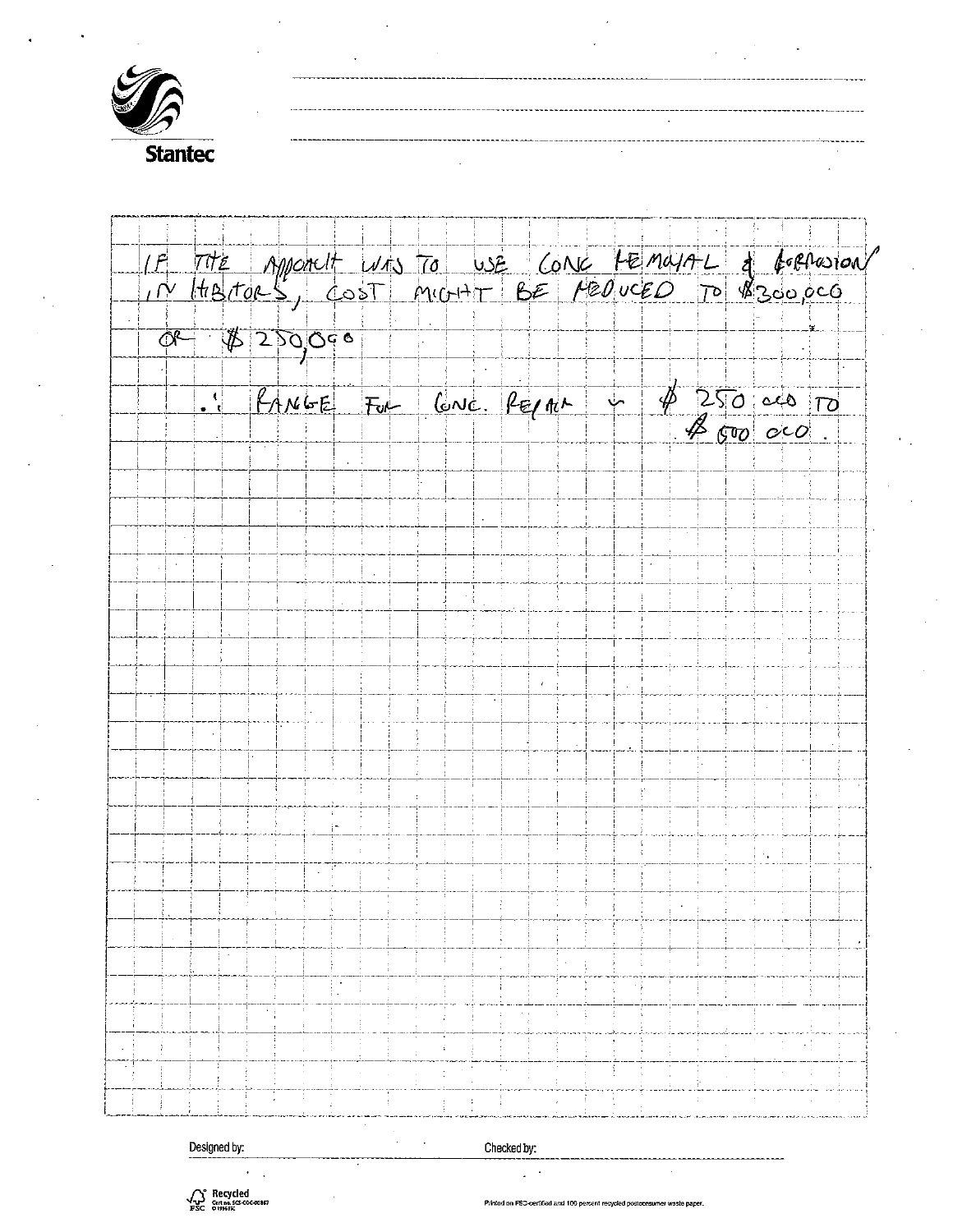Stantec

IF THE APPROACH WAS TO USE CONC REMOVAL & CORROSION INHIBITORS, COST MIGHT BE REDUCED TO \$300,000

OR \$250,000

∴ RANGE FOR CONC. REPAIR ~ \$250 000 TO \$600 000.

Designed by:

Checked by: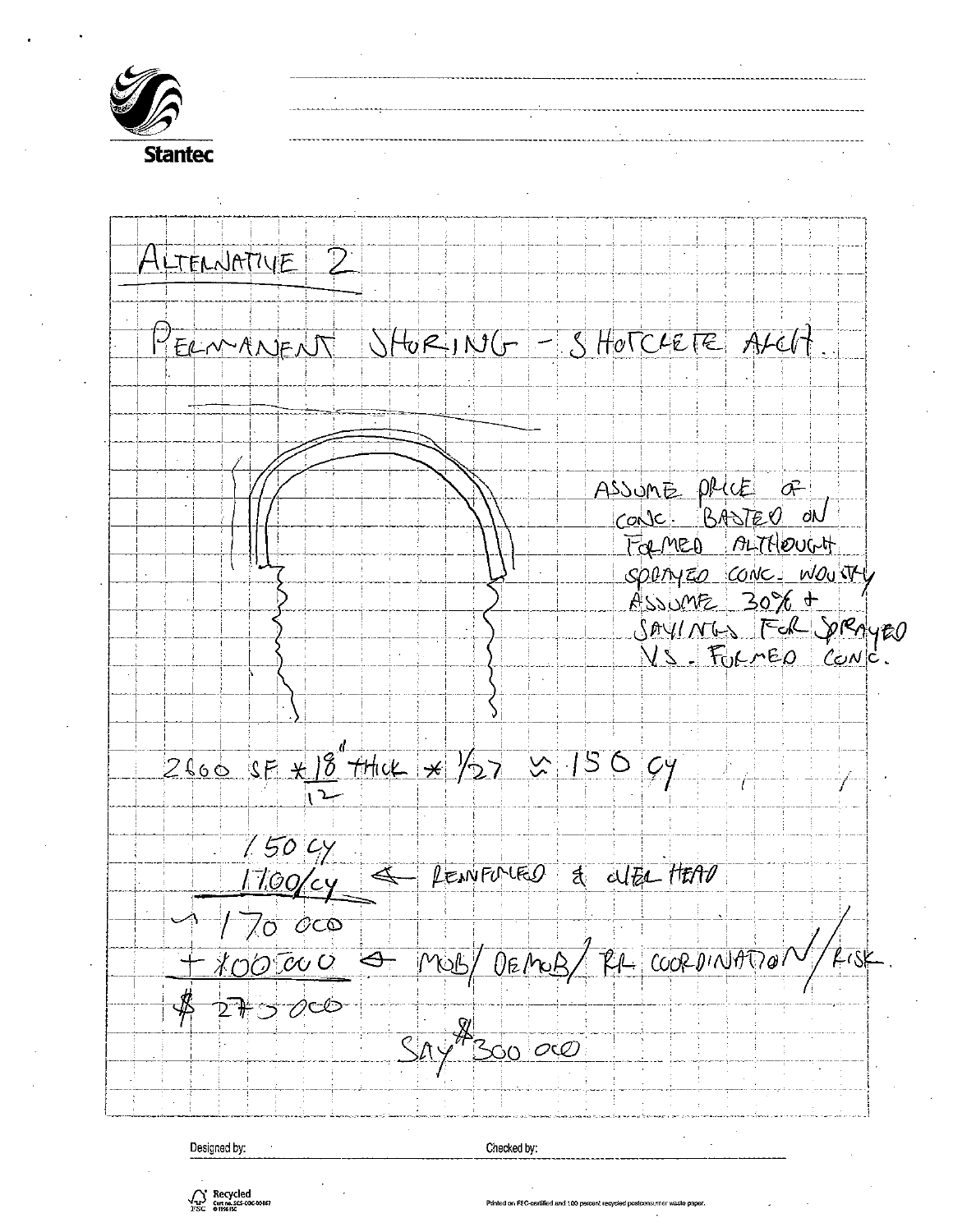# ALTERNATIVE 2

PERMANENT SHORING - SHOTCRETE ARCH.

ASSUME PRICE OF CONC. BASED ON FORMED ALTHOUGH SPRAYED CONC. WOULD LIKELY ASSUME 30% + SAVINGS FOR SPRAYED VS. FORMED CONC.

$2600 \text{ SF} \times \frac{18''}{12} \text{ THICK} \times \frac{1}{27} \approx 150 \text{ CY}$

150 CY

1100/CY ← REINFORCED & OVERHEAD

~ 170 000

+ 100 000 ← MOB/ DEMOB/ RR COORDINATION/ RISK.

$ 270 000

SAY $300 000

Designed by:

Checked by: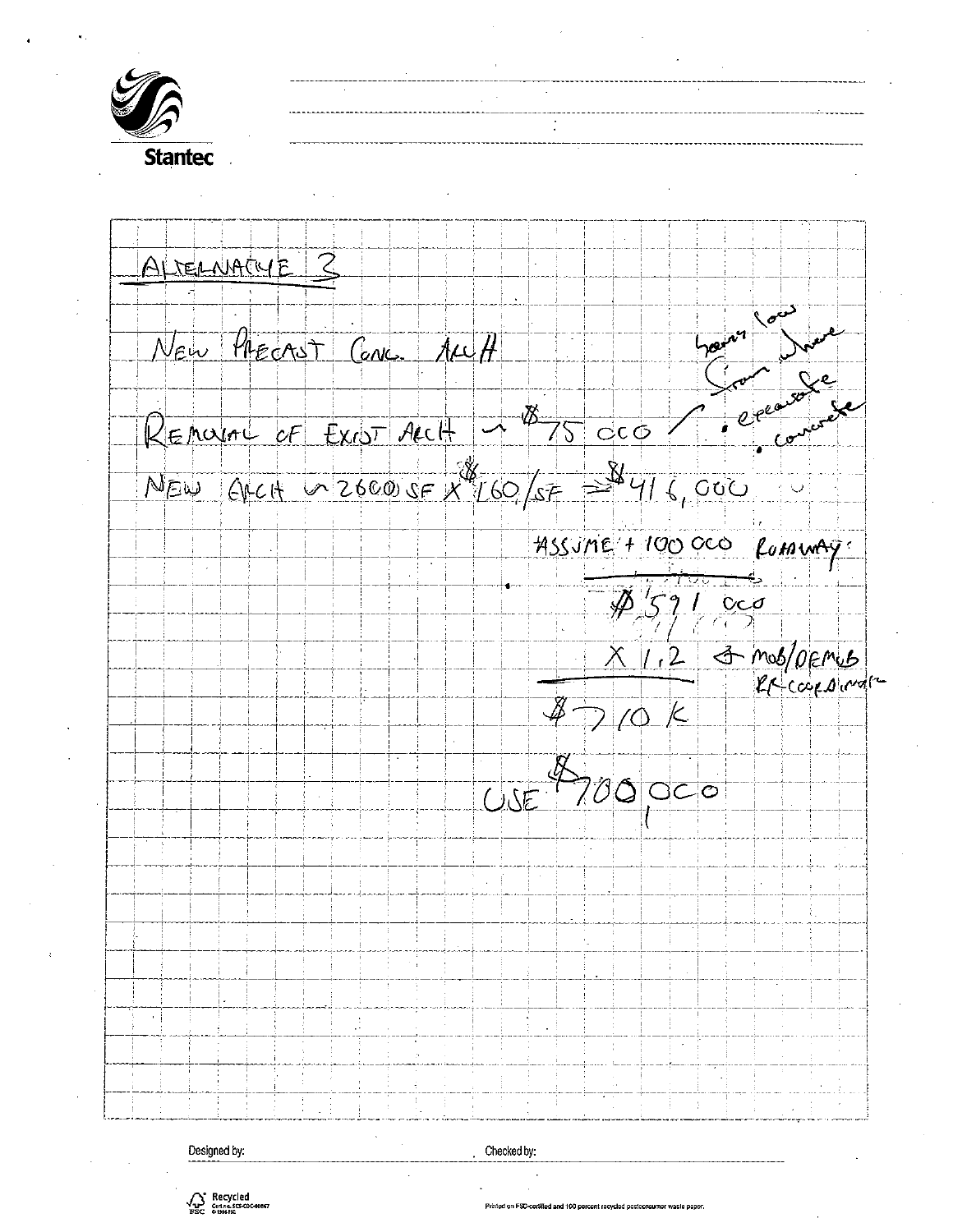Stantec

## ALTERNATIVE 3

NEW PRECAST CONC. ARCH

REMOVAL OF EXIST ARCH ~ \$75 000 — seems low from where • excavate • concrete

NEW ARCH ~ 2600 SF X \$160/SF ⇒ \$416,000

*ASSUME + 100 000 ROADWAY

\$591 000

X 1.2 ← MOB/DEMOB, RR COORDINATE

\$710 K

USE \$700,000

Designed by:

Checked by: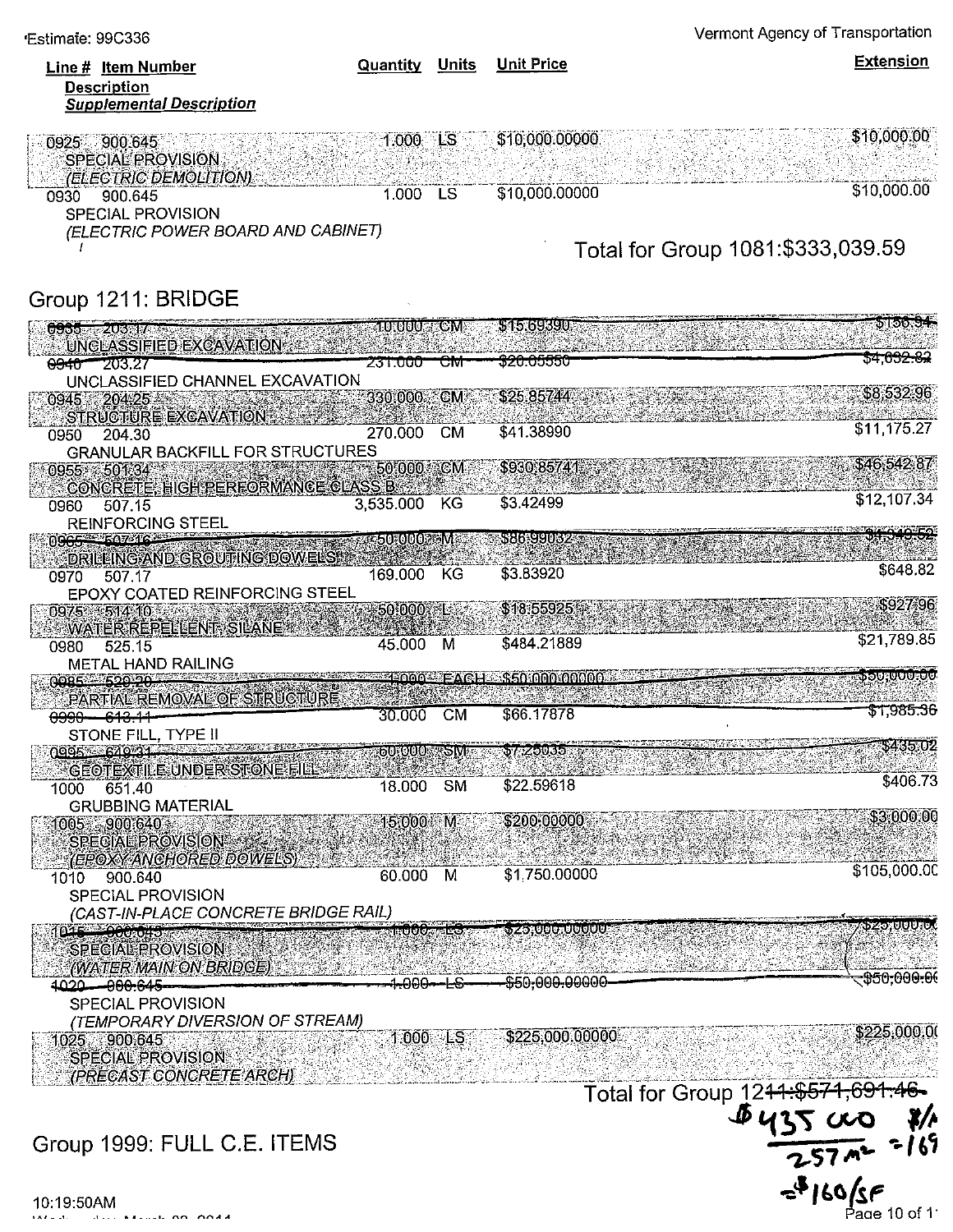Estimate: 99C336

Vermont Agency of Transportation

| Line # | Item Number / Description / *Supplemental Description* | Quantity | Units | Unit Price | Extension |
|---|---|---|---|---|---|
| 0925 | 900.645 SPECIAL PROVISION *(ELECTRIC DEMOLITION)* | 1.000 | LS | $10,000.00000 | $10,000.00 |
| 0930 | 900.645 SPECIAL PROVISION *(ELECTRIC POWER BOARD AND CABINET)* | 1.000 | LS | $10,000.00000 | $10,000.00 |

Total for Group 1081:$333,039.59

## Group 1211: BRIDGE

| Line # | Item Number / Description / *Supplemental Description* | Quantity | Units | Unit Price | Extension |
|---|---|---|---|---|---|
| ~~0935~~ | ~~203.17 UNCLASSIFIED EXCAVATION~~ | ~~10.000~~ | ~~CM~~ | ~~$15.69390~~ | ~~$156.94~~ |
| ~~0940~~ | ~~203.27~~ UNCLASSIFIED CHANNEL EXCAVATION | ~~231.000~~ | ~~CM~~ | ~~$20.05550~~ | ~~$4,632.82~~ |
| 0945 | 204.25 STRUCTURE EXCAVATION | 330.000 | CM | $25.85744 | $8,532.96 |
| 0950 | 204.30 GRANULAR BACKFILL FOR STRUCTURES | 270.000 | CM | $41.38990 | $11,175.27 |
| 0955 | 501.34 CONCRETE, HIGH PERFORMANCE CLASS B | 50.000 | CM | $930.85741 | $46,542.87 |
| 0960 | 507.15 REINFORCING STEEL | 3,535.000 | KG | $3.42499 | $12,107.34 |
| ~~0965~~ | ~~507.16 DRILLING AND GROUTING DOWELS~~ | ~~50.000~~ | ~~M~~ | ~~$86.99032~~ | ~~$4,349.52~~ |
| 0970 | 507.17 EPOXY COATED REINFORCING STEEL | 169.000 | KG | $3.83920 | $648.82 |
| 0975 | 514.10 WATER REPELLENT, SILANE | 50.000 | L | $18.55925 | $927.96 |
| 0980 | 525.15 METAL HAND RAILING | 45.000 | M | $484.21889 | $21,789.85 |
| ~~0985~~ | ~~529.20 PARTIAL REMOVAL OF STRUCTURE~~ | ~~1.000~~ | ~~EACH~~ | ~~$50,000.00000~~ | ~~$50,000.00~~ |
| ~~0990~~ | ~~613.11~~ STONE FILL, TYPE II | ~~30.000~~ | ~~CM~~ | ~~$66.17878~~ | ~~$1,985.36~~ |
| ~~0995~~ | ~~649.31 GEOTEXTILE UNDER STONE FILL~~ | ~~60.000~~ | ~~SM~~ | ~~$7.25035~~ | ~~$435.02~~ |
| 1000 | 651.40 GRUBBING MATERIAL | 18.000 | SM | $22.59618 | $406.73 |
| 1005 | 900.640 SPECIAL PROVISION *(EPOXY ANCHORED DOWELS)* | 15.000 | M | $200.00000 | $3,000.00 |
| 1010 | 900.640 SPECIAL PROVISION *(CAST-IN-PLACE CONCRETE BRIDGE RAIL)* | 60.000 | M | $1,750.00000 | $105,000.00 |
| ~~1015~~ | ~~900.645 SPECIAL PROVISION *(WATER MAIN ON BRIDGE)*~~ | ~~1.000~~ | ~~LS~~ | ~~$25,000.00000~~ | ~~$25,000.00~~ |
| ~~1020~~ | ~~900.645~~ SPECIAL PROVISION *(TEMPORARY DIVERSION OF STREAM)* | ~~1.000~~ | ~~LS~~ | ~~$50,000.00000~~ | ~~$50,000.00~~ |
| 1025 | 900.645 SPECIAL PROVISION *(PRECAST CONCRETE ARCH)* | 1.000 | LS | $225,000.00000 | $225,000.00 |

Total for Group 12~~11:$571,691.46~~

$435 000 / 257 m² = 169 $/m²

= $160/SF

## Group 1999: FULL C.E. ITEMS

10:19:50AM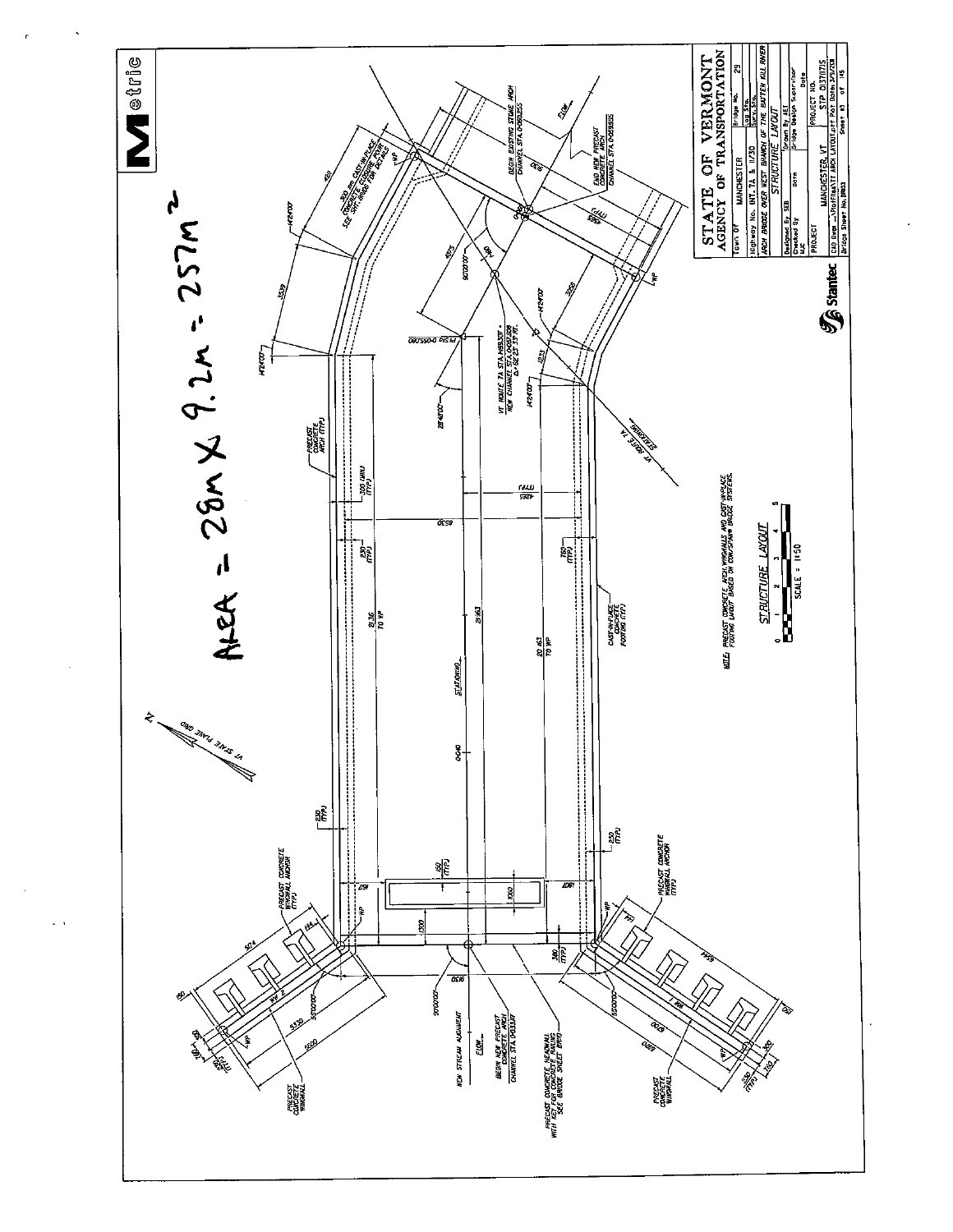# Metric

AREA = 28m X 9.2m = 257m²

**STRUCTURE LAYOUT**

SCALE = 1:50

NOTE: PRECAST CONCRETE ARCH, WINGWALLS AND CAST-IN-PLACE FOOTING LAYOUT BASED ON CON/SPAN® BRIDGE SYSTEMS.

PRECAST CONCRETE ARCH (TYP)

CAST-IN-PLACE CONCRETE FOOTING (TYP)

PRECAST CONCRETE WINGWALL ANCHOR (TYP)

PRECAST CONCRETE WINGWALL

PRECAST CONCRETE HEADWALL WITH KEY FOR CONCRETE RAILING SEE BRIDGE SHEET BR10

300 mm CAST-IN-PLACE CONCRETE CLOSURE POUR SEE SHT. BR06 FOR DETAILS

BEGIN EXISTING STONE ARCH CHANNEL STA. 0+050.255

END NEW PRECAST CONCRETE ARCH CHANNEL STA. 0+059.935

BEGIN NEW PRECAST CONCRETE ARCH CHANNEL STA. 0+033.817

VT ROUTE 7A STA. H+059.307 = NEW CHANNEL STA. 0+057.809 Δ = 62°27'33" RT.

NEW STREAM ALIGNMENT

FLOW

VT ROUTE 7A STATIONING

STATIONING

VT STATE PLANE GRID

PI STA 0+055.080

2136 TO WP

20 163 TO WP

| STATE OF VERMONT AGENCY OF TRANSPORTATION | |
|---|---|
| Town of MANCHESTER | Bridge No. 29 |
| Highway No. INT. 7A & 11/30 | |
| ARCH BRIDGE OVER WEST BRANCH OF THE BATTEN KILL RIVER | |
| STRUCTURE LAYOUT | |
| Designed By SEB | Drawn By AET |
| Checked By | Bridge Design Supervisor |
| PROJECT MANCHESTER, VT | PROJECT NO. STP 0137(17)S |
| CAD Dwn ...\Plot\Files\7T ARCH LAYOUT.plt Plot Date: 3/5/2018 | |
| Bridge Sheet No. BR03 | Sheet 3 of 115 |

Stantec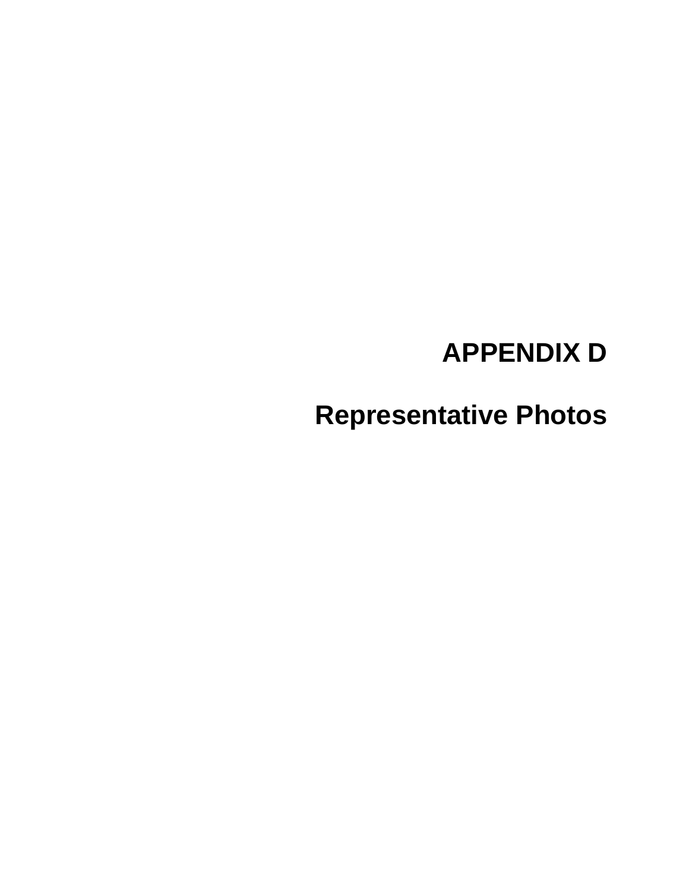# APPENDIX D

# Representative Photos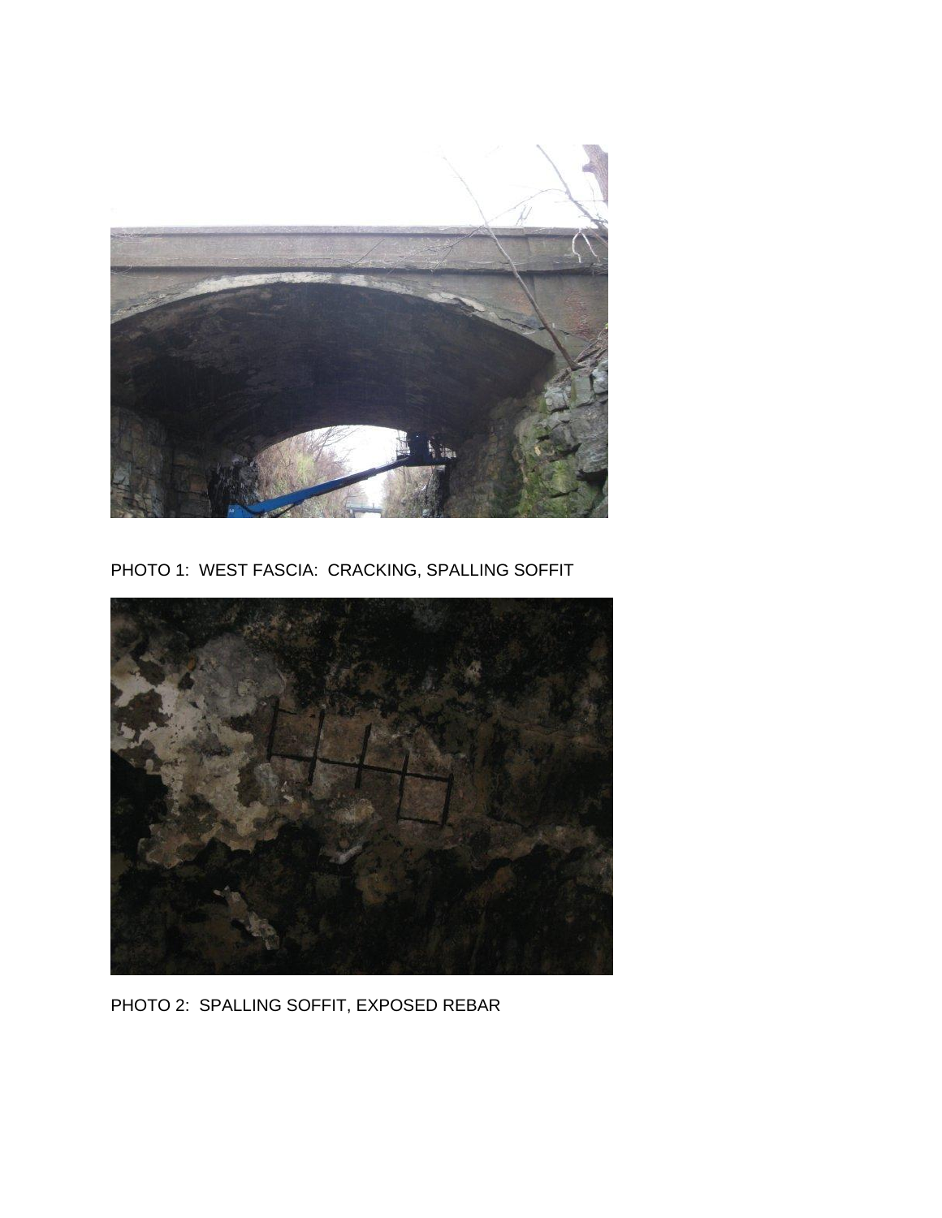PHOTO 1: WEST FASCIA: CRACKING, SPALLING SOFFIT

PHOTO 2: SPALLING SOFFIT, EXPOSED REBAR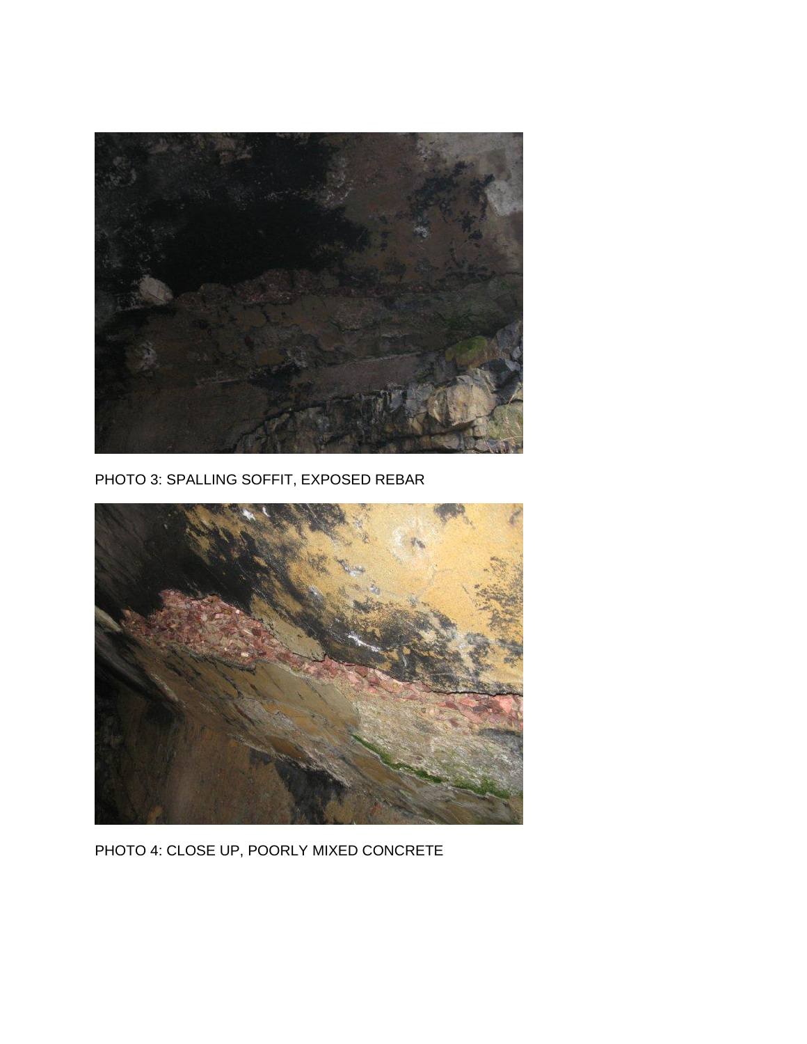PHOTO 3: SPALLING SOFFIT, EXPOSED REBAR

PHOTO 4: CLOSE UP, POORLY MIXED CONCRETE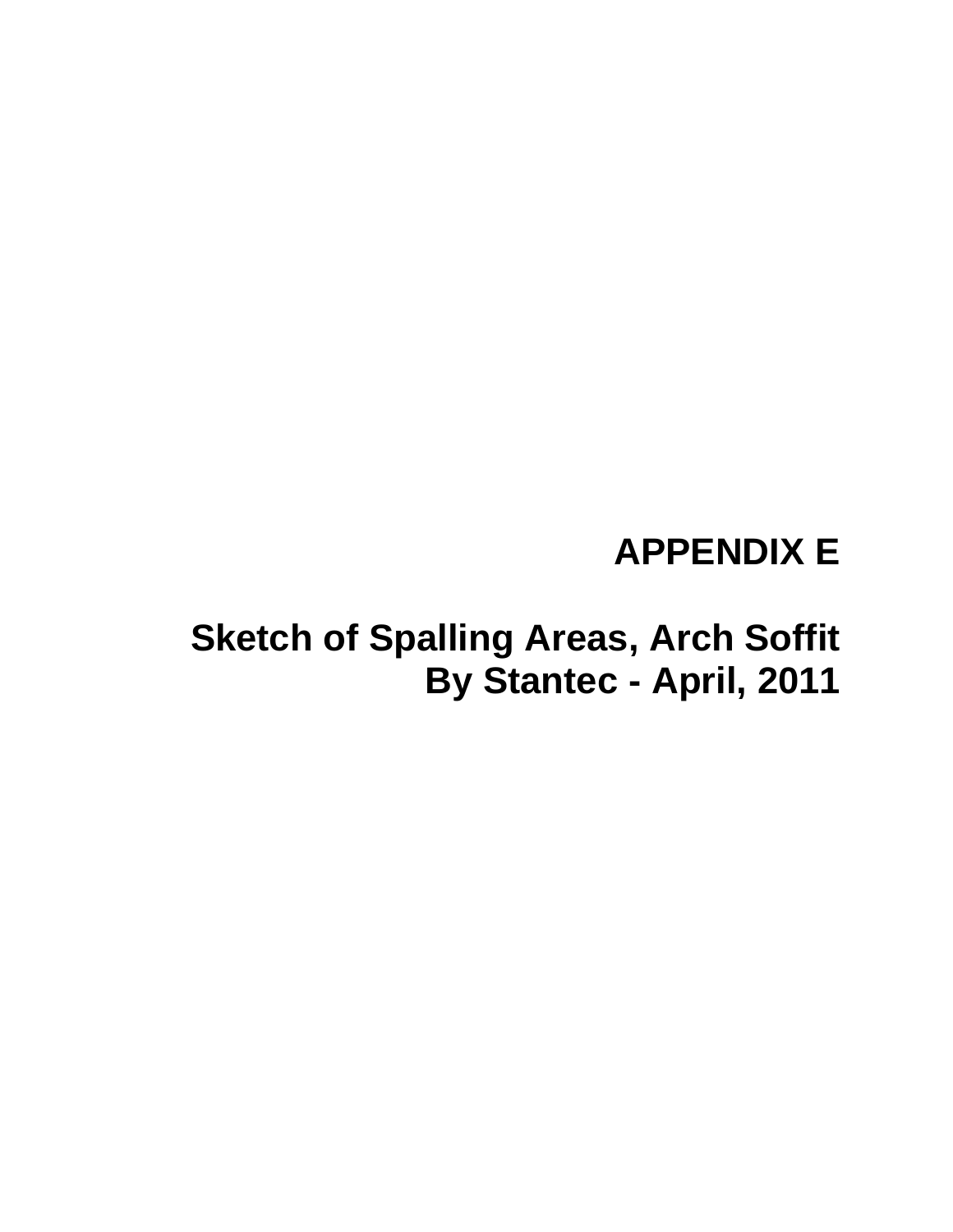# APPENDIX E

## Sketch of Spalling Areas, Arch Soffit By Stantec - April, 2011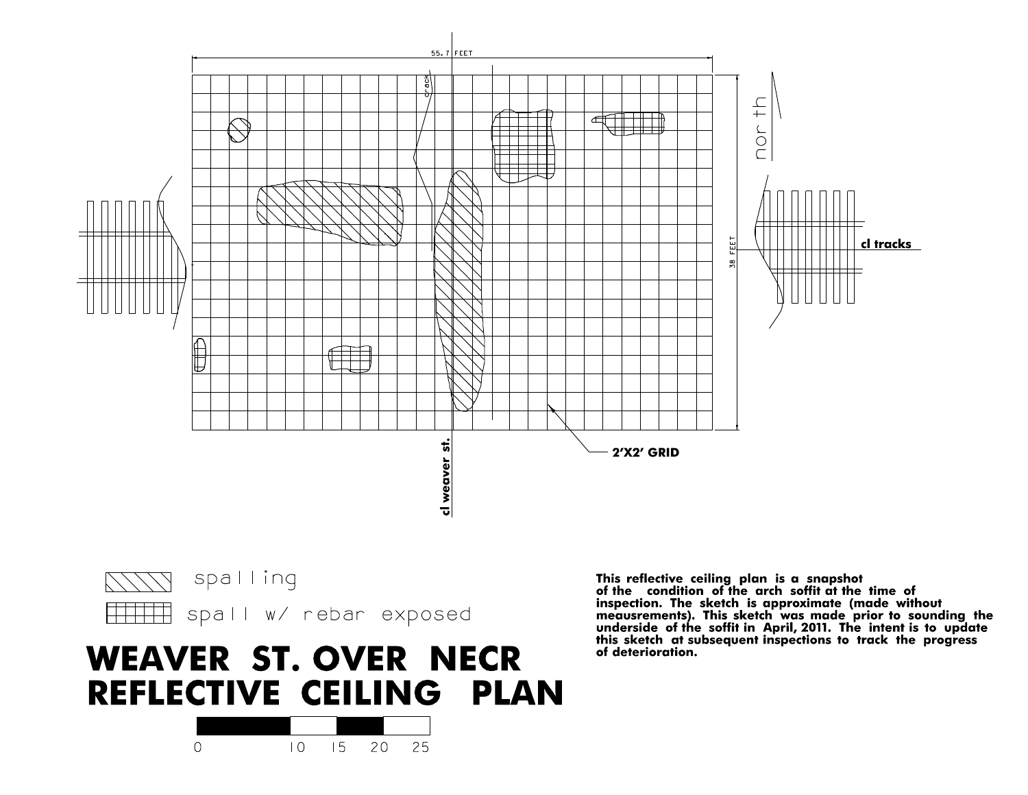55.7 FEET

crack

nor th

38 FEET

cl tracks

cl weaver st.

2'X2' GRID

spalling

spall w/ rebar exposed

# WEAVER ST. OVER NECR
# REFLECTIVE CEILING PLAN

0 10 15 20 25

**This reflective ceiling plan is a snapshot of the condition of the arch soffit at the time of inspection. The sketch is approximate (made without meausrements). This sketch was made prior to sounding the underside of the soffit in April, 2011. The intent is to update this sketch at subsequent inspections to track the progress of deterioration.**